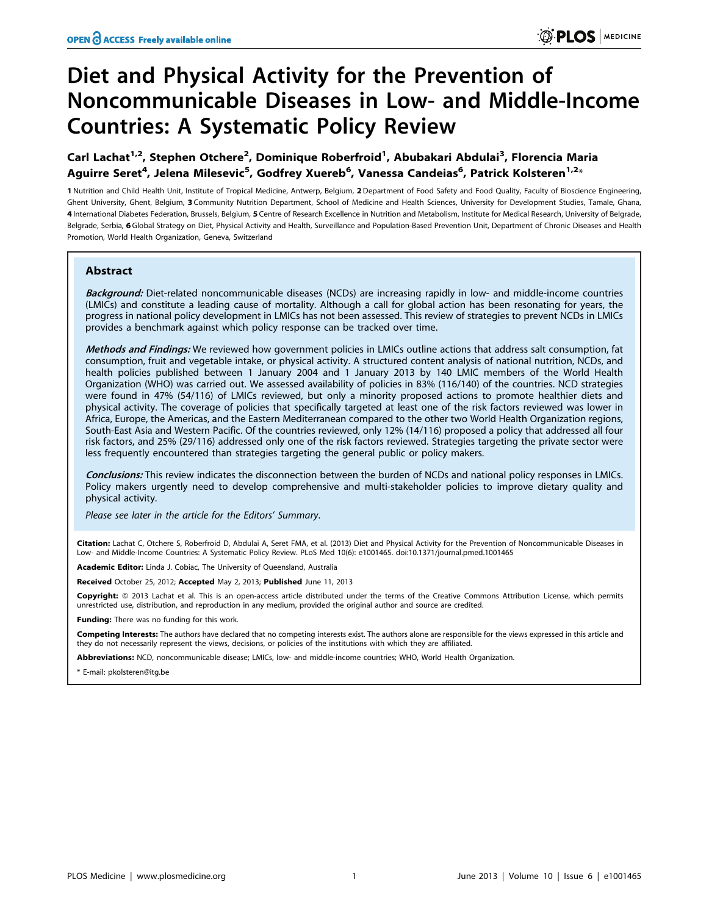# Diet and Physical Activity for the Prevention of Noncommunicable Diseases in Low- and Middle-Income Countries: A Systematic Policy Review

**Carl Lachat[1,2], Stephen Otchere[2], Dominique Roberfroid[1], Abubakari Abdulai[3], Florencia Maria Aguirre Seret[4], Jelena Milesevic[5], Godfrey Xuereb[6], Vanessa Candeias[6], Patrick Kolsteren[1,2]***

1 Nutrition and Child Health Unit, Institute of Tropical Medicine, Antwerp, Belgium, 2 Department of Food Safety and Food Quality, Faculty of Bioscience Engineering, Ghent University, Ghent, Belgium, 3 Community Nutrition Department, School of Medicine and Health Sciences, University for Development Studies, Tamale, Ghana, 4 International Diabetes Federation, Brussels, Belgium, 5 Centre of Research Excellence in Nutrition and Metabolism, Institute for Medical Research, University of Belgrade, Belgrade, Serbia, 6 Global Strategy on Diet, Physical Activity and Health, Surveillance and Population-Based Prevention Unit, Department of Chronic Diseases and Health Promotion, World Health Organization, Geneva, Switzerland

## Abstract

***Background:*** Diet-related noncommunicable diseases (NCDs) are increasing rapidly in low- and middle-income countries (LMICs) and constitute a leading cause of mortality. Although a call for global action has been resonating for years, the progress in national policy development in LMICs has not been assessed. This review of strategies to prevent NCDs in LMICs provides a benchmark against which policy response can be tracked over time.

***Methods and Findings:*** We reviewed how government policies in LMICs outline actions that address salt consumption, fat consumption, fruit and vegetable intake, or physical activity. A structured content analysis of national nutrition, NCDs, and health policies published between 1 January 2004 and 1 January 2013 by 140 LMIC members of the World Health Organization (WHO) was carried out. We assessed availability of policies in 83% (116/140) of the countries. NCD strategies were found in 47% (54/116) of LMICs reviewed, but only a minority proposed actions to promote healthier diets and physical activity. The coverage of policies that specifically targeted at least one of the risk factors reviewed was lower in Africa, Europe, the Americas, and the Eastern Mediterranean compared to the other two World Health Organization regions, South-East Asia and Western Pacific. Of the countries reviewed, only 12% (14/116) proposed a policy that addressed all four risk factors, and 25% (29/116) addressed only one of the risk factors reviewed. Strategies targeting the private sector were less frequently encountered than strategies targeting the general public or policy makers.

***Conclusions:*** This review indicates the disconnection between the burden of NCDs and national policy responses in LMICs. Policy makers urgently need to develop comprehensive and multi-stakeholder policies to improve dietary quality and physical activity.

*Please see later in the article for the Editors' Summary.*

**Citation:** Lachat C, Otchere S, Roberfroid D, Abdulai A, Seret FMA, et al. (2013) Diet and Physical Activity for the Prevention of Noncommunicable Diseases in Low- and Middle-Income Countries: A Systematic Policy Review. PLoS Med 10(6): e1001465. doi:10.1371/journal.pmed.1001465

**Academic Editor:** Linda J. Cobiac, The University of Queensland, Australia

**Received** October 25, 2012; **Accepted** May 2, 2013; **Published** June 11, 2013

**Copyright:** © 2013 Lachat et al. This is an open-access article distributed under the terms of the Creative Commons Attribution License, which permits unrestricted use, distribution, and reproduction in any medium, provided the original author and source are credited.

**Funding:** There was no funding for this work.

**Competing Interests:** The authors have declared that no competing interests exist. The authors alone are responsible for the views expressed in this article and they do not necessarily represent the views, decisions, or policies of the institutions with which they are affiliated.

**Abbreviations:** NCD, noncommunicable disease; LMICs, low- and middle-income countries; WHO, World Health Organization.

* E-mail: pkolsteren@itg.be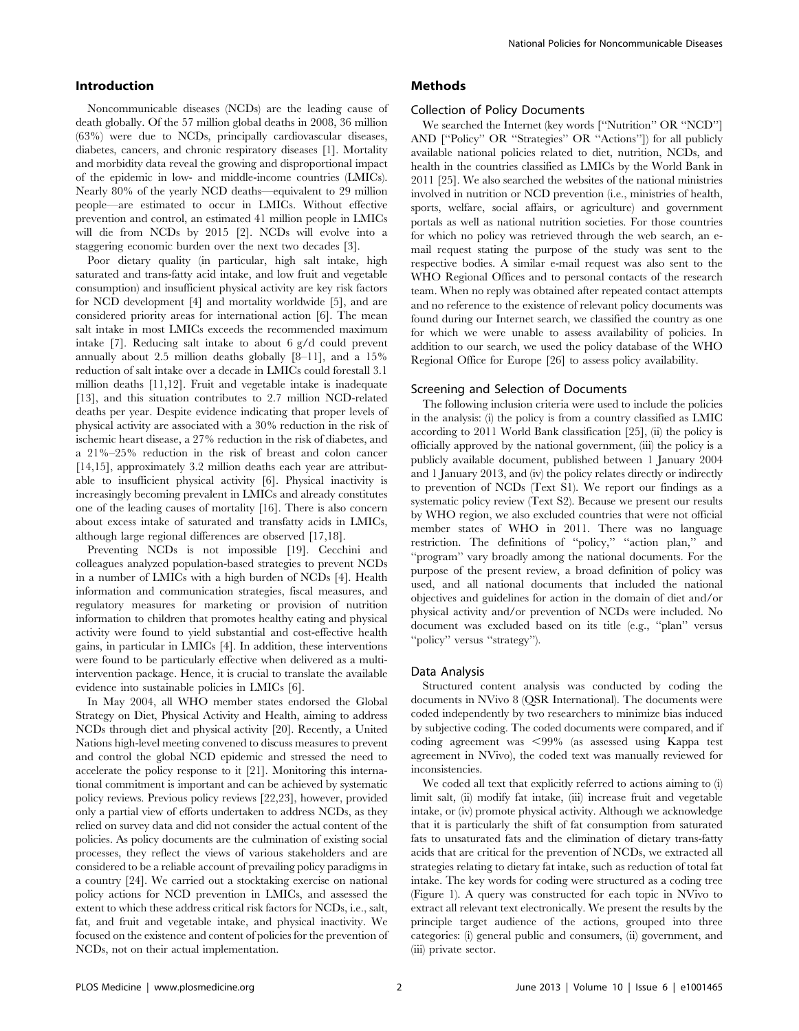## Introduction

Noncommunicable diseases (NCDs) are the leading cause of death globally. Of the 57 million global deaths in 2008, 36 million (63%) were due to NCDs, principally cardiovascular diseases, diabetes, cancers, and chronic respiratory diseases [1]. Mortality and morbidity data reveal the growing and disproportional impact of the epidemic in low- and middle-income countries (LMICs). Nearly 80% of the yearly NCD deaths—equivalent to 29 million people—are estimated to occur in LMICs. Without effective prevention and control, an estimated 41 million people in LMICs will die from NCDs by 2015 [2]. NCDs will evolve into a staggering economic burden over the next two decades [3].

Poor dietary quality (in particular, high salt intake, high saturated and trans-fatty acid intake, and low fruit and vegetable consumption) and insufficient physical activity are key risk factors for NCD development [4] and mortality worldwide [5], and are considered priority areas for international action [6]. The mean salt intake in most LMICs exceeds the recommended maximum intake [7]. Reducing salt intake to about 6 g/d could prevent annually about 2.5 million deaths globally [8–11], and a 15% reduction of salt intake over a decade in LMICs could forestall 3.1 million deaths [11,12]. Fruit and vegetable intake is inadequate [13], and this situation contributes to 2.7 million NCD-related deaths per year. Despite evidence indicating that proper levels of physical activity are associated with a 30% reduction in the risk of ischemic heart disease, a 27% reduction in the risk of diabetes, and a 21%–25% reduction in the risk of breast and colon cancer [14,15], approximately 3.2 million deaths each year are attributable to insufficient physical activity [6]. Physical inactivity is increasingly becoming prevalent in LMICs and already constitutes one of the leading causes of mortality [16]. There is also concern about excess intake of saturated and transfatty acids in LMICs, although large regional differences are observed [17,18].

Preventing NCDs is not impossible [19]. Cecchini and colleagues analyzed population-based strategies to prevent NCDs in a number of LMICs with a high burden of NCDs [4]. Health information and communication strategies, fiscal measures, and regulatory measures for marketing or provision of nutrition information to children that promotes healthy eating and physical activity were found to yield substantial and cost-effective health gains, in particular in LMICs [4]. In addition, these interventions were found to be particularly effective when delivered as a multi-intervention package. Hence, it is crucial to translate the available evidence into sustainable policies in LMICs [6].

In May 2004, all WHO member states endorsed the Global Strategy on Diet, Physical Activity and Health, aiming to address NCDs through diet and physical activity [20]. Recently, a United Nations high-level meeting convened to discuss measures to prevent and control the global NCD epidemic and stressed the need to accelerate the policy response to it [21]. Monitoring this international commitment is important and can be achieved by systematic policy reviews. Previous policy reviews [22,23], however, provided only a partial view of efforts undertaken to address NCDs, as they relied on survey data and did not consider the actual content of the policies. As policy documents are the culmination of existing social processes, they reflect the views of various stakeholders and are considered to be a reliable account of prevailing policy paradigms in a country [24]. We carried out a stocktaking exercise on national policy actions for NCD prevention in LMICs, and assessed the extent to which these address critical risk factors for NCDs, i.e., salt, fat, and fruit and vegetable intake, and physical inactivity. We focused on the existence and content of policies for the prevention of NCDs, not on their actual implementation.

## Methods

### Collection of Policy Documents

We searched the Internet (key words [''Nutrition'' OR ''NCD''] AND [''Policy'' OR ''Strategies'' OR ''Actions'']) for all publicly available national policies related to diet, nutrition, NCDs, and health in the countries classified as LMICs by the World Bank in 2011 [25]. We also searched the websites of the national ministries involved in nutrition or NCD prevention (i.e., ministries of health, sports, welfare, social affairs, or agriculture) and government portals as well as national nutrition societies. For those countries for which no policy was retrieved through the web search, an e-mail request stating the purpose of the study was sent to the respective bodies. A similar e-mail request was also sent to the WHO Regional Offices and to personal contacts of the research team. When no reply was obtained after repeated contact attempts and no reference to the existence of relevant policy documents was found during our Internet search, we classified the country as one for which we were unable to assess availability of policies. In addition to our search, we used the policy database of the WHO Regional Office for Europe [26] to assess policy availability.

### Screening and Selection of Documents

The following inclusion criteria were used to include the policies in the analysis: (i) the policy is from a country classified as LMIC according to 2011 World Bank classification [25], (ii) the policy is officially approved by the national government, (iii) the policy is a publicly available document, published between 1 January 2004 and 1 January 2013, and (iv) the policy relates directly or indirectly to prevention of NCDs (Text S1). We report our findings as a systematic policy review (Text S2). Because we present our results by WHO region, we also excluded countries that were not official member states of WHO in 2011. There was no language restriction. The definitions of ''policy,'' ''action plan,'' and ''program'' vary broadly among the national documents. For the purpose of the present review, a broad definition of policy was used, and all national documents that included the national objectives and guidelines for action in the domain of diet and/or physical activity and/or prevention of NCDs were included. No document was excluded based on its title (e.g., ''plan'' versus ''policy'' versus ''strategy'').

### Data Analysis

Structured content analysis was conducted by coding the documents in NVivo 8 (QSR International). The documents were coded independently by two researchers to minimize bias induced by subjective coding. The coded documents were compared, and if coding agreement was <99% (as assessed using Kappa test agreement in NVivo), the coded text was manually reviewed for inconsistencies.

We coded all text that explicitly referred to actions aiming to (i) limit salt, (ii) modify fat intake, (iii) increase fruit and vegetable intake, or (iv) promote physical activity. Although we acknowledge that it is particularly the shift of fat consumption from saturated fats to unsaturated fats and the elimination of dietary trans-fatty acids that are critical for the prevention of NCDs, we extracted all strategies relating to dietary fat intake, such as reduction of total fat intake. The key words for coding were structured as a coding tree (Figure 1). A query was constructed for each topic in NVivo to extract all relevant text electronically. We present the results by the principle target audience of the actions, grouped into three categories: (i) general public and consumers, (ii) government, and (iii) private sector.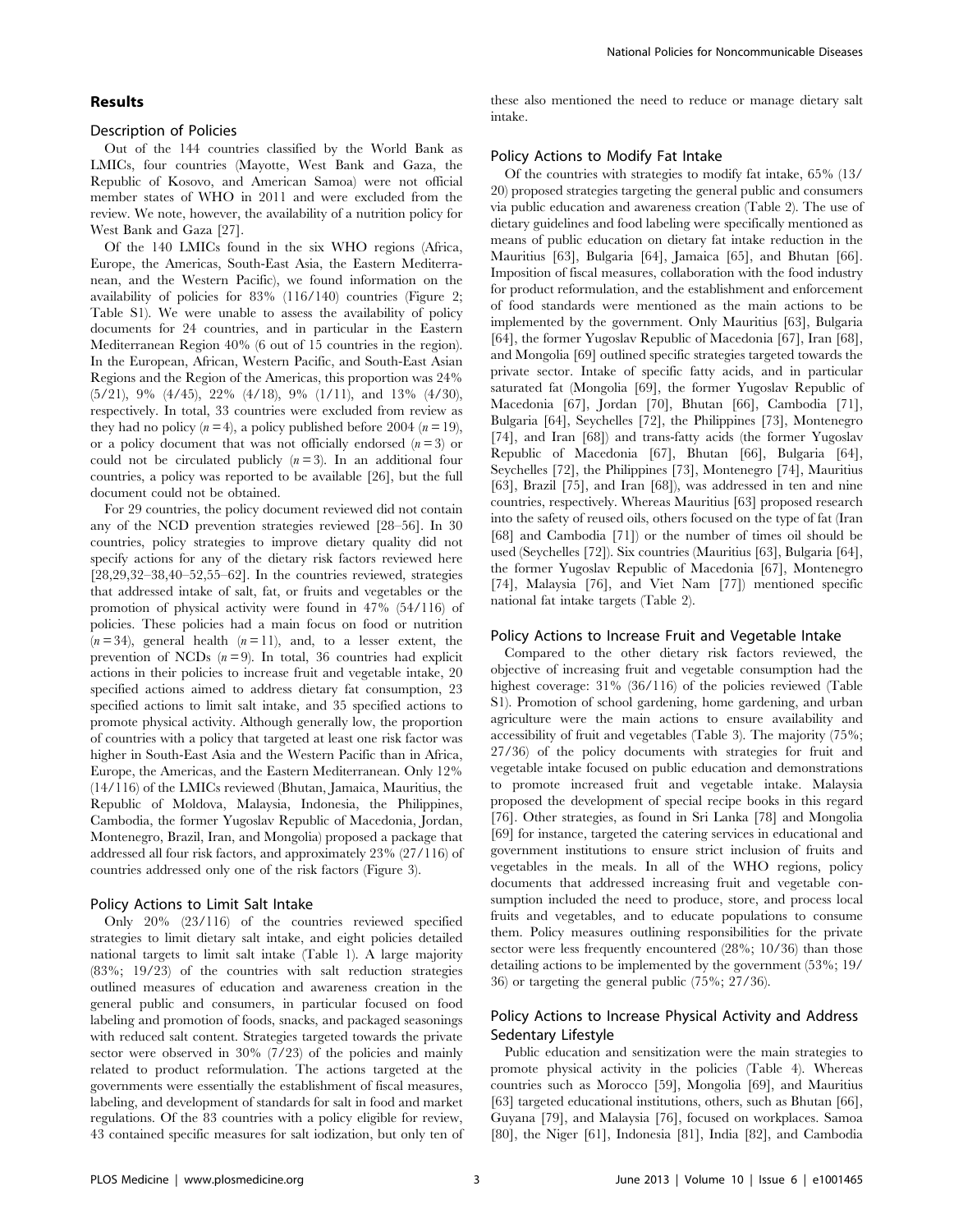## Results

### Description of Policies

Out of the 144 countries classified by the World Bank as LMICs, four countries (Mayotte, West Bank and Gaza, the Republic of Kosovo, and American Samoa) were not official member states of WHO in 2011 and were excluded from the review. We note, however, the availability of a nutrition policy for West Bank and Gaza [27].

Of the 140 LMICs found in the six WHO regions (Africa, Europe, the Americas, South-East Asia, the Eastern Mediterranean, and the Western Pacific), we found information on the availability of policies for 83% (116/140) countries (Figure 2; Table S1). We were unable to assess the availability of policy documents for 24 countries, and in particular in the Eastern Mediterranean Region 40% (6 out of 15 countries in the region). In the European, African, Western Pacific, and South-East Asian Regions and the Region of the Americas, this proportion was 24% (5/21), 9% (4/45), 22% (4/18), 9% (1/11), and 13% (4/30), respectively. In total, 33 countries were excluded from review as they had no policy ($n = 4$), a policy published before 2004 ($n = 19$), or a policy document that was not officially endorsed ($n = 3$) or could not be circulated publicly ($n = 3$). In an additional four countries, a policy was reported to be available [26], but the full document could not be obtained.

For 29 countries, the policy document reviewed did not contain any of the NCD prevention strategies reviewed [28–56]. In 30 countries, policy strategies to improve dietary quality did not specify actions for any of the dietary risk factors reviewed here [28,29,32–38,40–52,55–62]. In the countries reviewed, strategies that addressed intake of salt, fat, or fruits and vegetables or the promotion of physical activity were found in 47% (54/116) of policies. These policies had a main focus on food or nutrition ($n = 34$), general health ($n = 11$), and, to a lesser extent, the prevention of NCDs ($n = 9$). In total, 36 countries had explicit actions in their policies to increase fruit and vegetable intake, 20 specified actions aimed to address dietary fat consumption, 23 specified actions to limit salt intake, and 35 specified actions to promote physical activity. Although generally low, the proportion of countries with a policy that targeted at least one risk factor was higher in South-East Asia and the Western Pacific than in Africa, Europe, the Americas, and the Eastern Mediterranean. Only 12% (14/116) of the LMICs reviewed (Bhutan, Jamaica, Mauritius, the Republic of Moldova, Malaysia, Indonesia, the Philippines, Cambodia, the former Yugoslav Republic of Macedonia, Jordan, Montenegro, Brazil, Iran, and Mongolia) proposed a package that addressed all four risk factors, and approximately 23% (27/116) of countries addressed only one of the risk factors (Figure 3).

### Policy Actions to Limit Salt Intake

Only 20% (23/116) of the countries reviewed specified strategies to limit dietary salt intake, and eight policies detailed national targets to limit salt intake (Table 1). A large majority (83%; 19/23) of the countries with salt reduction strategies outlined measures of education and awareness creation in the general public and consumers, in particular focused on food labeling and promotion of foods, snacks, and packaged seasonings with reduced salt content. Strategies targeted towards the private sector were observed in 30% (7/23) of the policies and mainly related to product reformulation. The actions targeted at the governments were essentially the establishment of fiscal measures, labeling, and development of standards for salt in food and market regulations. Of the 83 countries with a policy eligible for review, 43 contained specific measures for salt iodization, but only ten of these also mentioned the need to reduce or manage dietary salt intake.

### Policy Actions to Modify Fat Intake

Of the countries with strategies to modify fat intake, 65% (13/20) proposed strategies targeting the general public and consumers via public education and awareness creation (Table 2). The use of dietary guidelines and food labeling were specifically mentioned as means of public education on dietary fat intake reduction in the Mauritius [63], Bulgaria [64], Jamaica [65], and Bhutan [66]. Imposition of fiscal measures, collaboration with the food industry for product reformulation, and the establishment and enforcement of food standards were mentioned as the main actions to be implemented by the government. Only Mauritius [63], Bulgaria [64], the former Yugoslav Republic of Macedonia [67], Iran [68], and Mongolia [69] outlined specific strategies targeted towards the private sector. Intake of specific fatty acids, and in particular saturated fat (Mongolia [69], the former Yugoslav Republic of Macedonia [67], Jordan [70], Bhutan [66], Cambodia [71], Bulgaria [64], Seychelles [72], the Philippines [73], Montenegro [74], and Iran [68]) and trans-fatty acids (the former Yugoslav Republic of Macedonia [67], Bhutan [66], Bulgaria [64], Seychelles [72], the Philippines [73], Montenegro [74], Mauritius [63], Brazil [75], and Iran [68]), was addressed in ten and nine countries, respectively. Whereas Mauritius [63] proposed research into the safety of reused oils, others focused on the type of fat (Iran [68] and Cambodia [71]) or the number of times oil should be used (Seychelles [72]). Six countries (Mauritius [63], Bulgaria [64], the former Yugoslav Republic of Macedonia [67], Montenegro [74], Malaysia [76], and Viet Nam [77]) mentioned specific national fat intake targets (Table 2).

### Policy Actions to Increase Fruit and Vegetable Intake

Compared to the other dietary risk factors reviewed, the objective of increasing fruit and vegetable consumption had the highest coverage: 31% (36/116) of the policies reviewed (Table S1). Promotion of school gardening, home gardening, and urban agriculture were the main actions to ensure availability and accessibility of fruit and vegetables (Table 3). The majority (75%; 27/36) of the policy documents with strategies for fruit and vegetable intake focused on public education and demonstrations to promote increased fruit and vegetable intake. Malaysia proposed the development of special recipe books in this regard [76]. Other strategies, as found in Sri Lanka [78] and Mongolia [69] for instance, targeted the catering services in educational and government institutions to ensure strict inclusion of fruits and vegetables in the meals. In all of the WHO regions, policy documents that addressed increasing fruit and vegetable consumption included the need to produce, store, and process local fruits and vegetables, and to educate populations to consume them. Policy measures outlining responsibilities for the private sector were less frequently encountered (28%; 10/36) than those detailing actions to be implemented by the government (53%; 19/36) or targeting the general public (75%; 27/36).

### Policy Actions to Increase Physical Activity and Address Sedentary Lifestyle

Public education and sensitization were the main strategies to promote physical activity in the policies (Table 4). Whereas countries such as Morocco [59], Mongolia [69], and Mauritius [63] targeted educational institutions, others, such as Bhutan [66], Guyana [79], and Malaysia [76], focused on workplaces. Samoa [80], the Niger [61], Indonesia [81], India [82], and Cambodia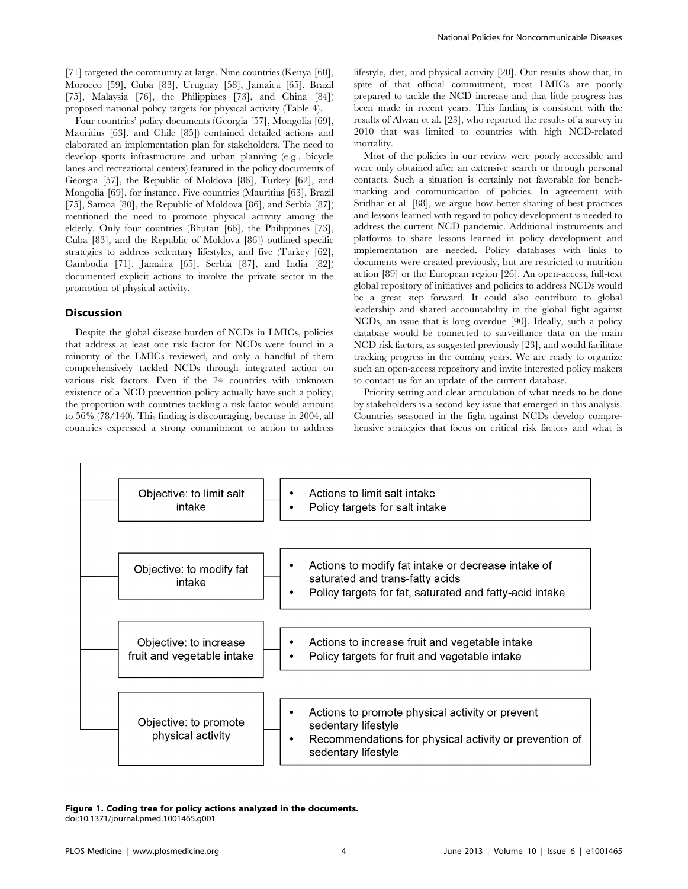[71] targeted the community at large. Nine countries (Kenya [60], Morocco [59], Cuba [83], Uruguay [58], Jamaica [65], Brazil [75], Malaysia [76], the Philippines [73], and China [84]) proposed national policy targets for physical activity (Table 4).

Four countries' policy documents (Georgia [57], Mongolia [69], Mauritius [63], and Chile [85]) contained detailed actions and elaborated an implementation plan for stakeholders. The need to develop sports infrastructure and urban planning (e.g., bicycle lanes and recreational centers) featured in the policy documents of Georgia [57], the Republic of Moldova [86], Turkey [62], and Mongolia [69], for instance. Five countries (Mauritius [63], Brazil [75], Samoa [80], the Republic of Moldova [86], and Serbia [87]) mentioned the need to promote physical activity among the elderly. Only four countries (Bhutan [66], the Philippines [73], Cuba [83], and the Republic of Moldova [86]) outlined specific strategies to address sedentary lifestyles, and five (Turkey [62], Cambodia [71], Jamaica [65], Serbia [87], and India [82]) documented explicit actions to involve the private sector in the promotion of physical activity.

## Discussion

Despite the global disease burden of NCDs in LMICs, policies that address at least one risk factor for NCDs were found in a minority of the LMICs reviewed, and only a handful of them comprehensively tackled NCDs through integrated action on various risk factors. Even if the 24 countries with unknown existence of a NCD prevention policy actually have such a policy, the proportion with countries tackling a risk factor would amount to 56% (78/140). This finding is discouraging, because in 2004, all countries expressed a strong commitment to action to address lifestyle, diet, and physical activity [20]. Our results show that, in spite of that official commitment, most LMICs are poorly prepared to tackle the NCD increase and that little progress has been made in recent years. This finding is consistent with the results of Alwan et al. [23], who reported the results of a survey in 2010 that was limited to countries with high NCD-related mortality.

Most of the policies in our review were poorly accessible and were only obtained after an extensive search or through personal contacts. Such a situation is certainly not favorable for benchmarking and communication of policies. In agreement with Sridhar et al. [88], we argue how better sharing of best practices and lessons learned with regard to policy development is needed to address the current NCD pandemic. Additional instruments and platforms to share lessons learned in policy development and implementation are needed. Policy databases with links to documents were created previously, but are restricted to nutrition action [89] or the European region [26]. An open-access, full-text global repository of initiatives and policies to address NCDs would be a great step forward. It could also contribute to global leadership and shared accountability in the global fight against NCDs, an issue that is long overdue [90]. Ideally, such a policy database would be connected to surveillance data on the main NCD risk factors, as suggested previously [23], and would facilitate tracking progress in the coming years. We are ready to organize such an open-access repository and invite interested policy makers to contact us for an update of the current database.

Priority setting and clear articulation of what needs to be done by stakeholders is a second key issue that emerged in this analysis. Countries seasoned in the fight against NCDs develop comprehensive strategies that focus on critical risk factors and what is

| Objective | Coding |
|---|---|
| Objective: to limit salt intake | • Actions to limit salt intake<br>• Policy targets for salt intake |
| Objective: to modify fat intake | • Actions to modify fat intake or decrease intake of saturated and trans-fatty acids<br>• Policy targets for fat, saturated and fatty-acid intake |
| Objective: to increase fruit and vegetable intake | • Actions to increase fruit and vegetable intake<br>• Policy targets for fruit and vegetable intake |
| Objective: to promote physical activity | • Actions to promote physical activity or prevent sedentary lifestyle<br>• Recommendations for physical activity or prevention of sedentary lifestyle |

**Figure 1. Coding tree for policy actions analyzed in the documents.**
doi:10.1371/journal.pmed.1001465.g001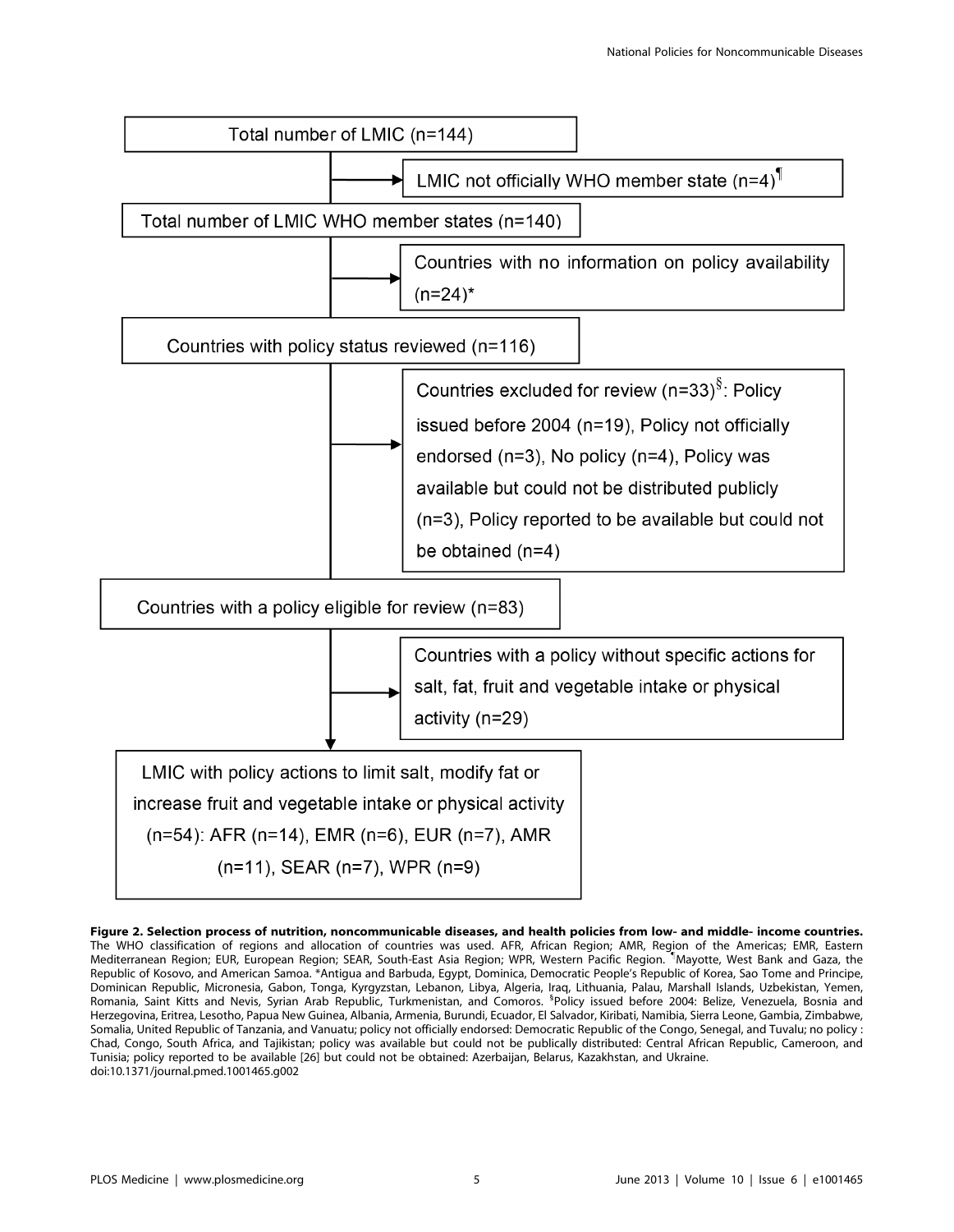Total number of LMIC (n=144)

→ LMIC not officially WHO member state (n=4)[¶]

Total number of LMIC WHO member states (n=140)

→ Countries with no information on policy availability (n=24)*

Countries with policy status reviewed (n=116)

→ Countries excluded for review (n=33)[§]: Policy issued before 2004 (n=19), Policy not officially endorsed (n=3), No policy (n=4), Policy was available but could not be distributed publicly (n=3), Policy reported to be available but could not be obtained (n=4)

Countries with a policy eligible for review (n=83)

→ Countries with a policy without specific actions for salt, fat, fruit and vegetable intake or physical activity (n=29)

LMIC with policy actions to limit salt, modify fat or increase fruit and vegetable intake or physical activity (n=54): AFR (n=14), EMR (n=6), EUR (n=7), AMR (n=11), SEAR (n=7), WPR (n=9)

**Figure 2. Selection process of nutrition, noncommunicable diseases, and health policies from low- and middle- income countries.** The WHO classification of regions and allocation of countries was used. AFR, African Region; AMR, Region of the Americas; EMR, Eastern Mediterranean Region; EUR, European Region; SEAR, South-East Asia Region; WPR, Western Pacific Region. [¶]Mayotte, West Bank and Gaza, the Republic of Kosovo, and American Samoa. *Antigua and Barbuda, Egypt, Dominica, Democratic People's Republic of Korea, Sao Tome and Principe, Dominican Republic, Micronesia, Gabon, Tonga, Kyrgyzstan, Lebanon, Libya, Algeria, Iraq, Lithuania, Palau, Marshall Islands, Uzbekistan, Yemen, Romania, Saint Kitts and Nevis, Syrian Arab Republic, Turkmenistan, and Comoros. [§]Policy issued before 2004: Belize, Venezuela, Bosnia and Herzegovina, Eritrea, Lesotho, Papua New Guinea, Albania, Armenia, Burundi, Ecuador, El Salvador, Kiribati, Namibia, Sierra Leone, Gambia, Zimbabwe, Somalia, United Republic of Tanzania, and Vanuatu; policy not officially endorsed: Democratic Republic of the Congo, Senegal, and Tuvalu; no policy : Chad, Congo, South Africa, and Tajikistan; policy was available but could not be publically distributed: Central African Republic, Cameroon, and Tunisia; policy reported to be available [26] but could not be obtained: Azerbaijan, Belarus, Kazakhstan, and Ukraine.
doi:10.1371/journal.pmed.1001465.g002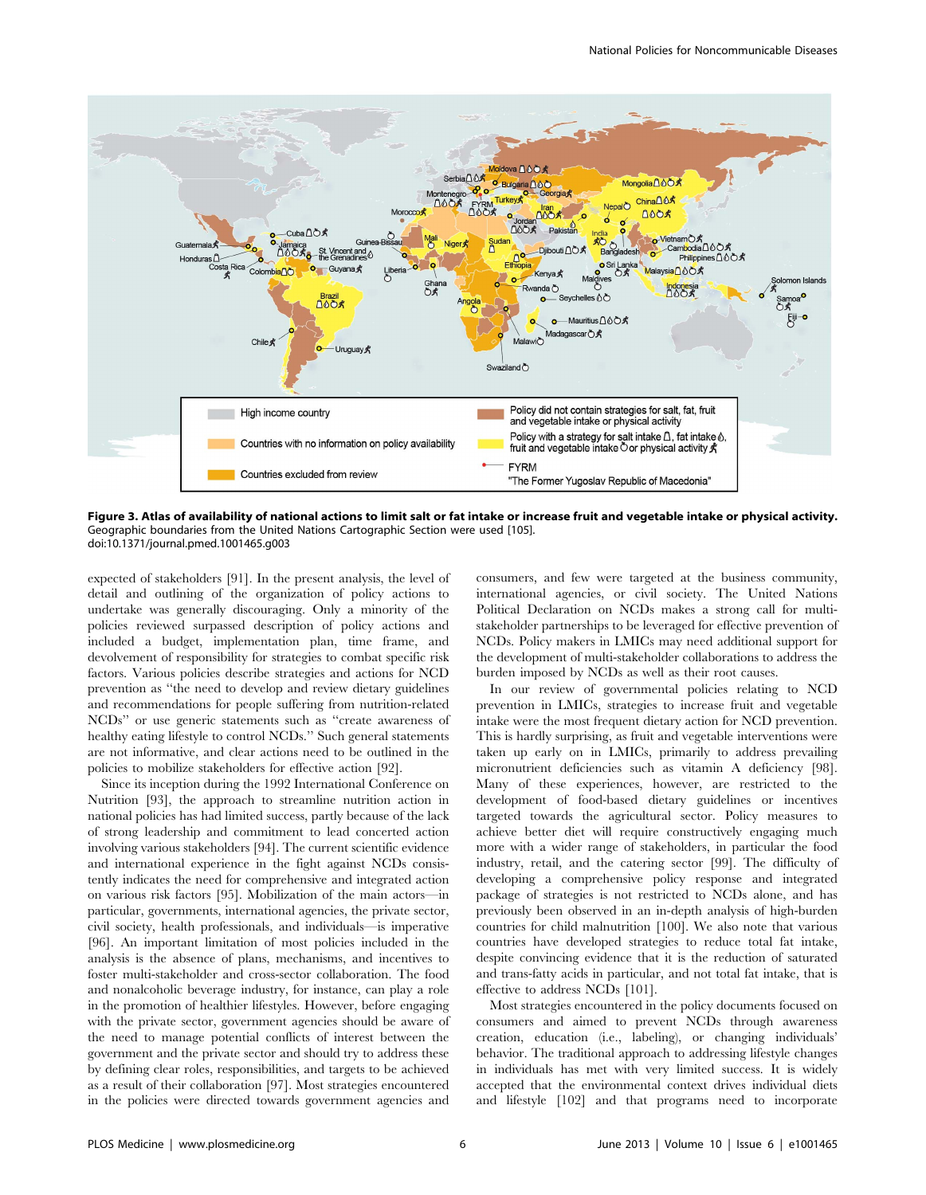High income country

Countries with no information on policy availability

Countries excluded from review

Policy did not contain strategies for salt, fat, fruit and vegetable intake or physical activity

Policy with a strategy for salt intake, fat intake, fruit and vegetable intake or physical activity

FYRM "The Former Yugoslav Republic of Macedonia"

**Figure 3. Atlas of availability of national actions to limit salt or fat intake or increase fruit and vegetable intake or physical activity.** Geographic boundaries from the United Nations Cartographic Section were used [105].
doi:10.1371/journal.pmed.1001465.g003

expected of stakeholders [91]. In the present analysis, the level of detail and outlining of the organization of policy actions to undertake was generally discouraging. Only a minority of the policies reviewed surpassed description of policy actions and included a budget, implementation plan, time frame, and devolvement of responsibility for strategies to combat specific risk factors. Various policies describe strategies and actions for NCD prevention as "the need to develop and review dietary guidelines and recommendations for people suffering from nutrition-related NCDs" or use generic statements such as "create awareness of healthy eating lifestyle to control NCDs." Such general statements are not informative, and clear actions need to be outlined in the policies to mobilize stakeholders for effective action [92].

Since its inception during the 1992 International Conference on Nutrition [93], the approach to streamline nutrition action in national policies has had limited success, partly because of the lack of strong leadership and commitment to lead concerted action involving various stakeholders [94]. The current scientific evidence and international experience in the fight against NCDs consistently indicates the need for comprehensive and integrated action on various risk factors [95]. Mobilization of the main actors—in particular, governments, international agencies, the private sector, civil society, health professionals, and individuals—is imperative [96]. An important limitation of most policies included in the analysis is the absence of plans, mechanisms, and incentives to foster multi-stakeholder and cross-sector collaboration. The food and nonalcoholic beverage industry, for instance, can play a role in the promotion of healthier lifestyles. However, before engaging with the private sector, government agencies should be aware of the need to manage potential conflicts of interest between the government and the private sector and should try to address these by defining clear roles, responsibilities, and targets to be achieved as a result of their collaboration [97]. Most strategies encountered in the policies were directed towards government agencies and consumers, and few were targeted at the business community, international agencies, or civil society. The United Nations Political Declaration on NCDs makes a strong call for multi-stakeholder partnerships to be leveraged for effective prevention of NCDs. Policy makers in LMICs may need additional support for the development of multi-stakeholder collaborations to address the burden imposed by NCDs as well as their root causes.

In our review of governmental policies relating to NCD prevention in LMICs, strategies to increase fruit and vegetable intake were the most frequent dietary action for NCD prevention. This is hardly surprising, as fruit and vegetable interventions were taken up early on in LMICs, primarily to address prevailing micronutrient deficiencies such as vitamin A deficiency [98]. Many of these experiences, however, are restricted to the development of food-based dietary guidelines or incentives targeted towards the agricultural sector. Policy measures to achieve better diet will require constructively engaging much more with a wider range of stakeholders, in particular the food industry, retail, and the catering sector [99]. The difficulty of developing a comprehensive policy response and integrated package of strategies is not restricted to NCDs alone, and has previously been observed in an in-depth analysis of high-burden countries for child malnutrition [100]. We also note that various countries have developed strategies to reduce total fat intake, despite convincing evidence that it is the reduction of saturated and trans-fatty acids in particular, and not total fat intake, that is effective to address NCDs [101].

Most strategies encountered in the policy documents focused on consumers and aimed to prevent NCDs through awareness creation, education (i.e., labeling), or changing individuals' behavior. The traditional approach to addressing lifestyle changes in individuals has met with very limited success. It is widely accepted that the environmental context drives individual diets and lifestyle [102] and that programs need to incorporate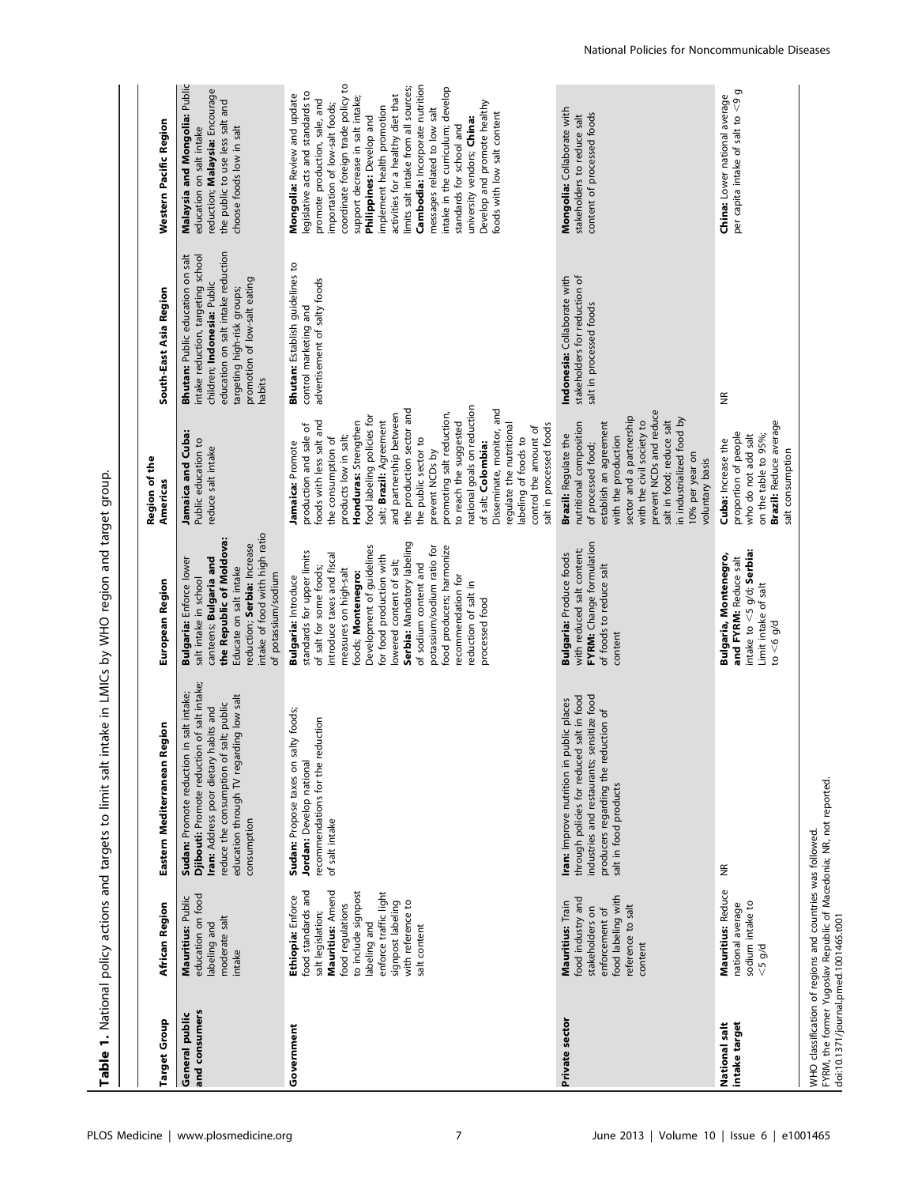**Table 1.** National policy actions and targets to limit salt intake in LMICs by WHO region and target group.

| Target Group | African Region | Eastern Mediterranean Region | European Region | Region of the Americas | South-East Asia Region | Western Pacific Region |
|---|---|---|---|---|---|---|
| **General public and consumers** | **Mauritius:** Public education on food labeling and moderate salt intake | **Sudan:** Promote reduction in salt intake; **Djibouti:** Promote reduction of salt intake; **Iran:** Address poor dietary habits and reduce the consumption of salt; public education through TV regarding low salt consumption | **Bulgaria:** Enforce lower salt intake in school canteens; **Bulgaria and the Republic of Moldova:** Educate on salt intake reduction; **Serbia:** Increase intake of food with high ratio of potassium/sodium | **Jamaica and Cuba:** Public education to reduce salt intake | **Bhutan:** Public education on salt intake reduction, targeting school children; **Indonesia:** Public education on salt intake reduction targeting high-risk groups; promotion of low-salt eating habits | **Malaysia and Mongolia:** Public education on salt intake reduction; **Malaysia:** Encourage the public to use less salt and choose foods low in salt |
| **Government** | **Ethiopia:** Enforce food standards and salt legislation; **Mauritius:** Amend food regulations to include signpost labeling and enforce traffic light signpost labeling with reference to salt content | **Sudan:** Propose taxes on salty foods; **Jordan:** Develop national recommendations for the reduction of salt intake | **Bulgaria:** Introduce standards for upper limits of salt for some foods; introduce taxes and fiscal measures on high-salt foods; **Montenegro:** Development of guidelines for food production with lowered content of salt; **Serbia:** Mandatory labeling of sodium content and potassium/sodium ratio for food producers; harmonize recommendation for reduction of salt in processed food | **Jamaica:** Promote production and sale of foods with less salt and the consumption of products low in salt; **Honduras:** Strengthen food labeling policies for salt; **Brazil:** Agreement and partnership between the production sector and the public sector to prevent NCDs by promoting salt reduction, to reach the suggested national goals on reduction of salt; **Colombia:** Disseminate, monitor, and regulate the nutritional labeling of foods to control the amount of salt in processed foods | **Bhutan:** Establish guidelines to control marketing and advertisement of salty foods | **Mongolia:** Review and update legislative acts and standards to promote production, sale, and importation of low-salt foods; coordinate foreign trade policy to support decrease in salt intake; **Philippines:** Develop and implement health promotion activities for a healthy diet that limits salt intake from all sources; **Cambodia:** Incorporate nutrition messages related to low salt intake in the curriculum; develop standards for school and university vendors; **China:** Develop and promote healthy foods with low salt content |
| **Private sector** | **Mauritius:** Train food industry and stakeholders on enforcement of food labeling with reference to salt content | **Iran:** Improve nutrition in public places through policies for reduced salt in food industries and restaurants; sensitize food producers regarding the reduction of salt in food products | **Bulgaria:** Produce foods with reduced salt content; **FYRM:** Change formulation of foods to reduce salt content | **Brazil:** Regulate the nutritional composition of processed food; establish an agreement with the production sector and a partnership with the civil society to prevent NCDs and reduce salt in food; reduce salt in industrialized food by 10% per year on voluntary basis | **Indonesia:** Collaborate with stakeholders for reduction of salt in processed foods | **Mongolia:** Collaborate with stakeholders to reduce salt content of processed foods |
| **National salt intake target** | **Mauritius:** Reduce national average sodium intake to <5 g/d | NR | **Bulgaria, Montenegro, and FYRM:** Reduce salt intake to <5 g/d; **Serbia:** Limit intake of salt to <6 g/d | **Cuba:** Increase the proportion of people who do not add salt on the table to 95%; **Brazil:** Reduce average salt consumption | NR | **China:** Lower national average per capita intake of salt to <9 g |

WHO classification of regions and countries was followed.
FYRM, the former Yugoslav Republic of Macedonia; NR, not reported.
doi:10.1371/journal.pmed.1001465.t001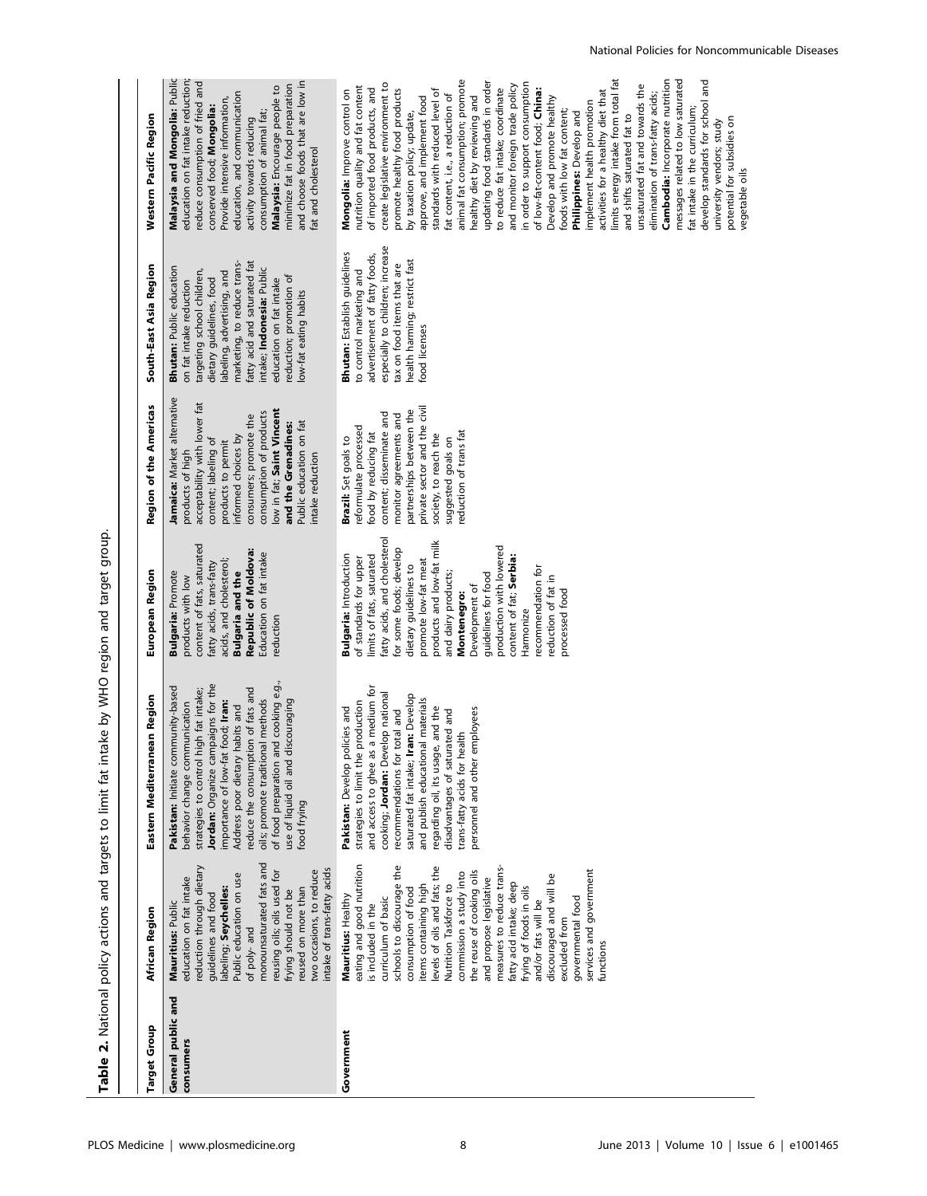**Table 2.** National policy actions and targets to limit fat intake by WHO region and target group.

| Target Group | African Region | Eastern Mediterranean Region | European Region | Region of the Americas | South-East Asia Region | Western Pacific Region |
|---|---|---|---|---|---|---|
| General public and consumers | **Mauritius:** Public education on fat intake reduction through dietary guidelines and food labeling; **Seychelles:** Public education on use of poly- and monounsaturated fats and reusing oils; oils used for frying should not be reused on more than two occasions, to reduce intake of trans-fatty acids | **Pakistan:** Initiate community-based behavior change communication strategies to control high fat intake; **Jordan:** Organize campaigns for the importance of low-fat food; **Iran:** Address poor dietary habits and reduce the consumption of fats and oils; promote traditional methods of food preparation and cooking e.g., use of liquid oil and discouraging food frying | **Bulgaria:** Promote products with low content of fats, saturated fatty acids, trans-fatty acids, and cholesterol; **Bulgaria and the Republic of Moldova:** Education on fat intake reduction | **Jamaica:** Market alternative products of high acceptability with lower fat content; labeling of products to permit informed choices by consumers; promote the consumption of products low in fat; **Saint Vincent and the Grenadines:** Public education on fat intake reduction | **Bhutan:** Public education on fat intake reduction targeting school children, dietary guidelines, food labeling, advertising, and marketing, to reduce trans-fatty acid and saturated fat intake; **Indonesia:** Public education on fat intake reduction; promotion of low-fat eating habits | **Malaysia and Mongolia:** Public education on fat intake reduction; reduce consumption of fried and conserved food; **Mongolia:** Provide intensive information, education, and communication activity towards reducing consumption of animal fat; **Malaysia:** Encourage people to minimize fat in food preparation and choose foods that are low in fat and cholesterol |
| Government | **Mauritius:** Healthy eating and good nutrition is included in the curriculum of basic schools to discourage the consumption of food items containing high levels of oils and fats; the Nutrition Taskforce to commission a study into the reuse of cooking oils and propose legislative measures to reduce trans-fatty acid intake; deep frying of foods in oils and/or fats will be discouraged and will be excluded from governmental food services and government functions | **Pakistan:** Develop policies and strategies to limit the production and access to ghee as a medium for cooking; **Jordan:** Develop national recommendations for total and saturated fat intake; **Iran:** Develop and publish educational materials regarding oil, its usage, and the disadvantages of saturated and trans-fatty acids for health personnel and other employees | **Bulgaria:** Introduction of standards for upper limits of fats, saturated fatty acids, and cholesterol for some foods; develop dietary guidelines to promote low-fat meat products and low-fat milk and dairy products; **Montenegro:** Development of guidelines for food production with lowered content of fat; **Serbia:** Harmonize recommendation for reduction of fat in processed food | **Brazil:** Set goals to reformulate processed food by reducing fat content; disseminate and monitor agreements and partnerships between the private sector and the civil society, to reach the suggested goals on reduction of trans fat | **Bhutan:** Establish guidelines to control marketing and advertisement of fatty foods, especially to children; increase tax on food items that are health harming; restrict fast food licenses | **Mongolia:** Improve control on nutrition quality and fat content of imported food products, and create legislative environment to promote healthy food products by taxation policy; update, approve, and implement food standards with reduced level of fat content, i.e., a reduction of animal fat consumption; promote healthy diet by reviewing and updating food standards in order to reduce fat intake; coordinate and monitor foreign trade policy in order to support consumption of low-fat-content food; **China:** Develop and promote healthy foods with low fat content; **Philippines:** Develop and implement health promotion activities for a healthy diet that limits energy intake from total fat and shifts saturated fat to unsaturated fat and towards the elimination of trans-fatty acids; **Cambodia:** Incorporate nutrition messages related to low saturated fat intake in the curriculum; develop standards for school and university vendors; study potential for subsidies on vegetable oils |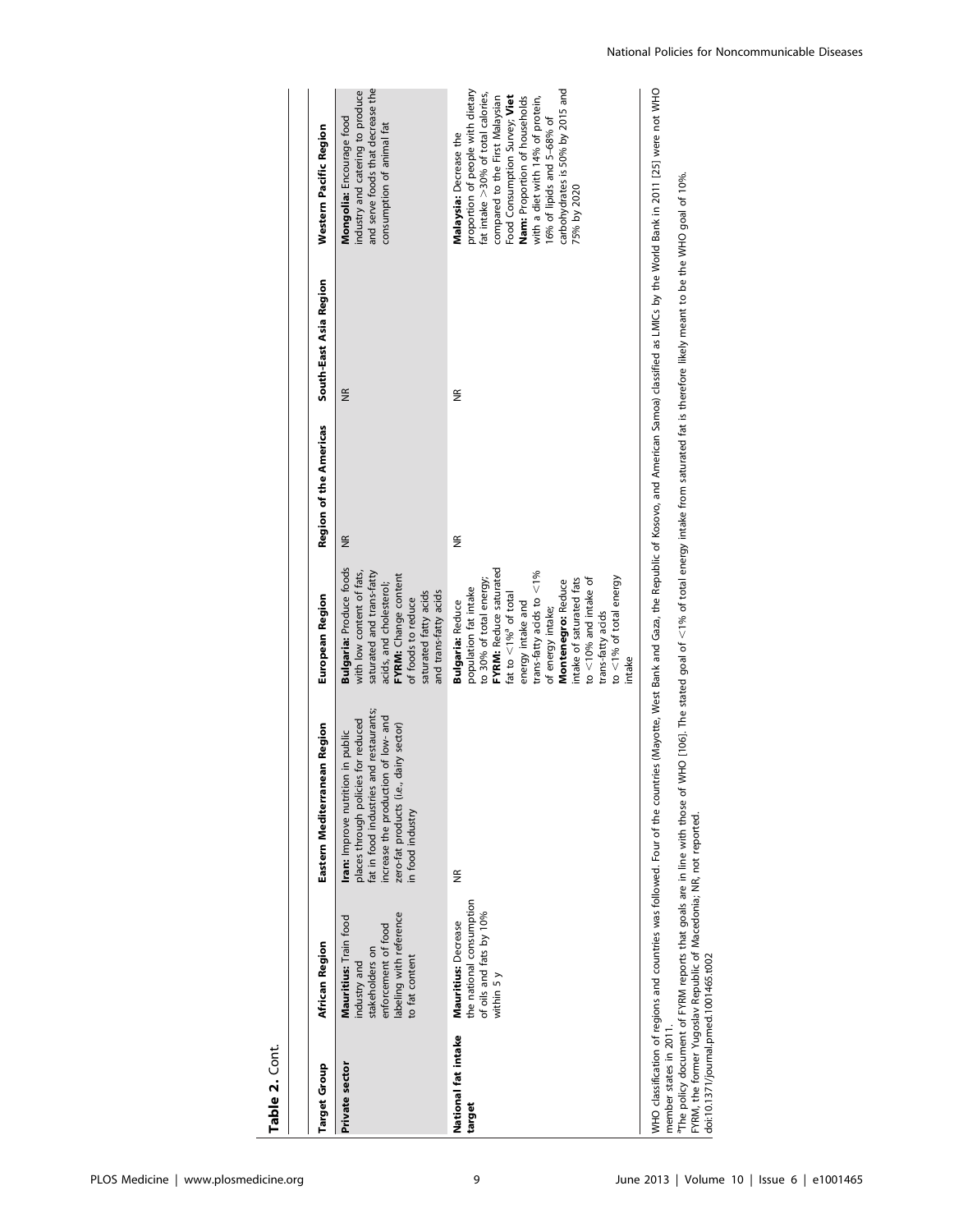**Table 2.** Cont.

| Target Group | African Region | Eastern Mediterranean Region | European Region | Region of the Americas | South-East Asia Region | Western Pacific Region |
|---|---|---|---|---|---|---|
| Private sector | **Mauritius:** Train food industry and stakeholders on enforcement of food labeling with reference to fat content | **Iran:** Improve nutrition in public places through policies for reduced fat in food industries and restaurants; increase the production of low- and zero-fat products (i.e., dairy sector) in food industry | **Bulgaria:** Produce foods with low content of fats, saturated and trans-fatty acids, and cholesterol; **FYRM:** Change content of foods to reduce saturated fatty acids and trans-fatty acids | NR | NR | **Mongolia:** Encourage food industry and catering to produce and serve foods that decrease the consumption of animal fat |
| National fat intake target | **Mauritius:** Decrease the national consumption of oils and fats by 10% within 5 y | NR | **Bulgaria:** Reduce population fat intake to 30% of total energy; **FYRM:** Reduce saturated fat to <1%[a] of total energy intake and trans-fatty acids to <1% of energy intake; **Montenegro:** Reduce intake of saturated fats to <10% and intake of trans-fatty acids to <1% of total energy intake | NR | NR | **Malaysia:** Decrease the proportion of people with dietary fat intake >30% of total calories, compared to the First Malaysian Food Consumption Survey; **Viet Nam:** Proportion of households with a diet with 14% of protein, 16% of lipids and 5–68% of carbohydrates is 50% by 2015 and 75% by 2020 |

WHO classification of regions and countries was followed. Four of the countries (Mayotte, West Bank and Gaza, the Republic of Kosovo, and American Samoa) classified as LMICs by the World Bank in 2011 [25] were not WHO member states in 2011.

[a]The policy document of FYRM reports that goals are in line with those of WHO [106]. The stated goal of <1% of total energy intake from saturated fat is therefore likely meant to be the WHO goal of 10%.

FYRM, the former Yugoslav Republic of Macedonia; NR, not reported.

doi:10.1371/journal.pmed.1001465.t002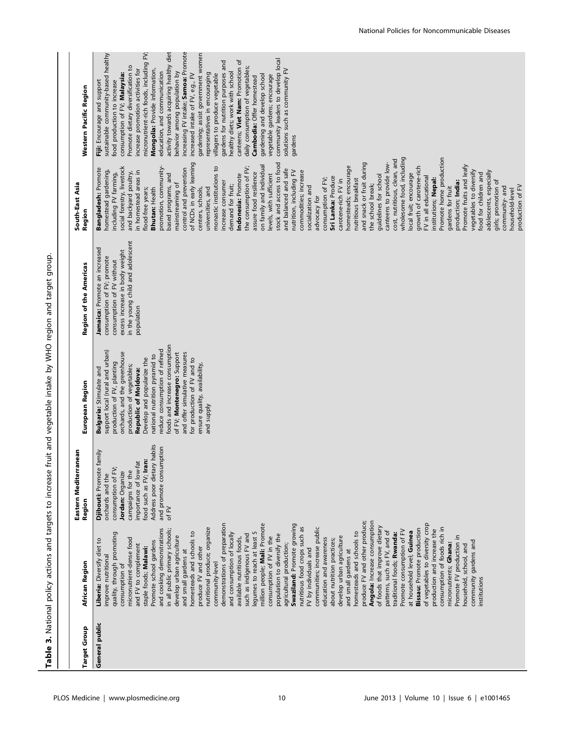**Table 3.** National policy actions and targets to increase fruit and vegetable intake by WHO region and target group.

| Target Group | African Region | Eastern Mediterranean Region | European Region | Region of the Americas | South-East Asia Region | Western Pacific Region |
|---|---|---|---|---|---|---|
| General public | **Liberia:** Diversify diet to improve nutritional quality, through promoting consumption of micronutrient-dense food and FV to complement staple foods; **Malawi:** Promote school gardens and cooking demonstrations in all public primary schools; develop urban agriculture and small gardens at homesteads and schools to produce FV and other nutritional produce; organize community-level demonstrations of preparation and consumption of locally available nutritious foods, such as indigenous FV and legumes to reach at least 5 million people; **Mali:** Promote consumption of FV in the population to diversify the agricultural production; **Swaziland:** Promote growing nutritious food crops such as FV by individuals and communities; increase public education and awareness about nutrition practices; develop urban agriculture and small gardens at homesteads and schools to produce FV and other produce; **Angola:** Increase consumption of foods that improve dietary patterns, such as FV, and of traditional foods; **Rwanda:** Promote consumption of FV at household level; **Guinea Bissau:** Promote production of vegetables to diversity crop production and increase the consumption of foods rich in micronutrients; **Ghana:** Promote FV production in household, school, and community gardens and institutions | **Djibouti:** Promote family orchards and the consumption of FV; **Jordan:** Organize campaigns for the importance of low-fat food such as FV; **Iran:** Address poor dietary habits and promote consumption of FV | **Bulgaria:** Stimulate and support local (rural and urban) production of FV, planting orchards, and the greenhouse production of vegetables; **Republic of Moldova:** Develop and popularize the national nutrition pyramid to reduce consumption of refined foods and increase consumption of FV; **Montenegro:** Support and offer simulative measures for production of FV and to ensure quality, availability, and supply | **Jamaica:** Promote an increased consumption of FV; promote consumption of FV without excess increase in body weight in the young child and adolescent population | **Bangladesh:** Promote homestead gardening, including FV farming, social forestry, livestock and backyard poultry, in homestead areas in flood-free years; **Bhutan:** Health promotion, community-based programs, and mainstreaming of control and prevention of NCDs in early learning centers, schools, universities, and monastic institutions to increase consumer demand for fruit; **Indonesia:** Promote the consumption of FV; assure food resilience on family and individual levels, with sufficient stock and access to food and balanced and safe nutrition, including FV commodities; increase socialization and advocacy for consumption of FV; **Sri Lanka:** Produce carotene-rich FV in homesteads; encourage nutritious breakfast and snack or fruit during the school break; guidelines for school canteens to provide low-cost, nutritious, clean, and wholesome food, including local fruit; encourage growth of carotene-rich FV in all educational institutions; **Nepal:** Promote home production gardens for fruit production; **India:** Promote fruits and leafy vegetables to diversify food for children and adolescents, especially girls; promotion of community- and household-level production of FV | **Fiji:** Encourage and support sustainable community-based healthy food production to increase consumption of FV; **Malaysia:** Promote dietary diversification to increase promotion activities for micronutrient-rich foods, including FV; **Mongolia:** Provide information, education, and communication activity towards acquiring healthy diet behavior among population by increasing FV intake; **Samoa:** Promote increased intake of FV, e.g., FV gardening; assist government women representatives in encouraging villagers to produce vegetable gardens for nutrition purposes and healthy diets; work with school canteens; **Viet Nam:** Promotion of daily consumption of vegetables; **Cambodia:** Offer homestead gardening and develop school vegetable gardens; encourage community leaders to develop local solutions such as community FV gardens |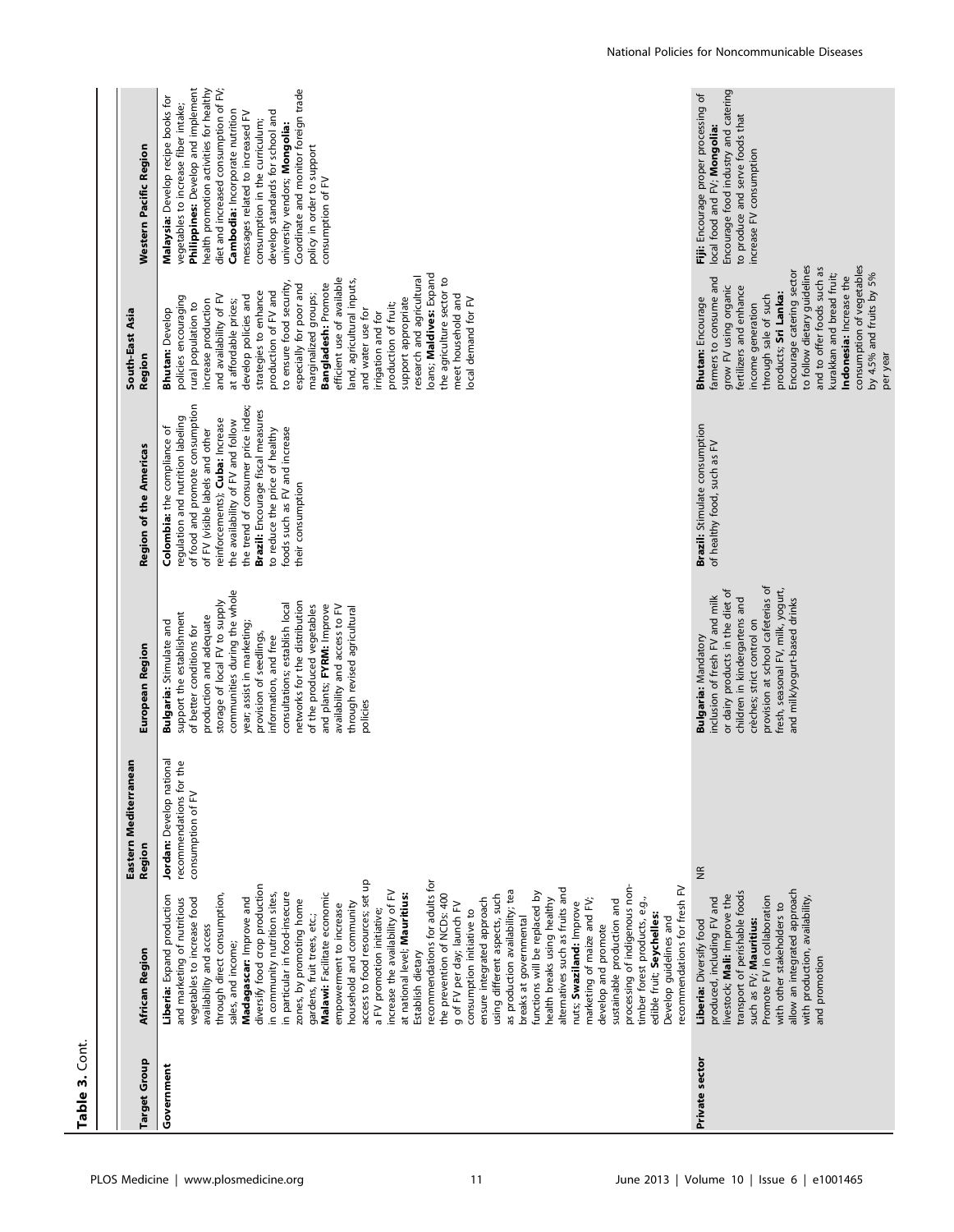**Table 3.** Cont.

| Target Group | African Region | Eastern Mediterranean Region | European Region | Region of the Americas | South-East Asia Region | Western Pacific Region |
|---|---|---|---|---|---|---|
| Government | **Liberia:** Expand production and marketing of nutritious vegetables to increase food availability and access through direct consumption, sales, and income; **Madagascar:** Improve and diversify food crop production in community nutrition sites, in particular in food-insecure zones, by promoting home gardens, fruit trees, etc.; **Malawi:** Facilitate economic empowerment to increase household and community access to food resources; set up a FV promotion initiative; increase the availability of FV at national level; **Mauritius:** Establish dietary recommendations for adults for the prevention of NCDs: 400 g of FV per day; launch FV consumption initiative to ensure integrated approach using different aspects, such as production availability; tea breaks at governmental functions will be replaced by health breaks using healthy alternatives such as fruits and nuts; **Swaziland:** Improve marketing of maize and FV; develop and promote sustainable production and processing of indigenous non-timber forest products, e.g., edible fruit; **Seychelles:** Develop guidelines and recommendations for fresh FV | **Jordan:** Develop national recommendations for the consumption of FV | **Bulgaria:** Stimulate and support the establishment of better conditions for production and adequate storage of local FV to supply communities during the whole year; assist in marketing; provision of seedlings, information, and free consultations; establish local networks for the distribution of the produced vegetables and plants; **FYRM:** Improve availability and access to FV through revised agricultural policies | **Colombia:** the compliance of regulation and nutrition labeling of food and promote consumption of FV (visible labels and other reinforcements); **Cuba:** Increase the availability of FV and follow the trend of consumer price index; **Brazil:** Encourage fiscal measures to reduce the price of healthy foods such as FV and increase their consumption | **Bhutan:** Develop policies encouraging rural population to increase production and availability of FV at affordable prices; develop policies and strategies to enhance production of FV and to ensure food security, especially for poor and marginalized groups; **Bangladesh:** Promote efficient use of available land, agricultural inputs, and water use for irrigation and for production of fruit; support appropriate research and agricultural loans; **Maldives:** Expand the agriculture sector to meet household and local demand for FV | **Malaysia:** Develop recipe books for vegetables to increase fiber intake; **Philippines:** Develop and implement health promotion activities for healthy diet and increased consumption of FV; **Cambodia:** Incorporate nutrition messages related to increased FV consumption in the curriculum; develop standards for school and university vendors; **Mongolia:** Coordinate and monitor foreign trade policy in order to support consumption of FV |
| Private sector | **Liberia:** Diversify food produced, including FV and livestock; **Mali:** Improve the transport of perishable foods such as FV; **Mauritius:** Promote FV in collaboration with other stakeholders to allow an integrated approach with production, availability, and promotion | NR | **Bulgaria:** Mandatory inclusion of fresh FV and milk or dairy products in the diet of children in kindergartens and crèches; strict control on provision at school cafeterias of fresh, seasonal FV, milk, yogurt, and milk/yogurt-based drinks | **Brazil:** Stimulate consumption of healthy food, such as FV | **Bhutan:** Encourage farmers to consume and grow FV using organic fertilizers and enhance income generation through sale of such products; **Sri Lanka:** Encourage catering sector to follow dietary guidelines and to offer foods such as kurakkan and bread fruit; **Indonesia:** Increase the consumption of vegetables by 4.5% and fruits by 5% per year | **Fiji:** Encourage proper processing of local food and FV; **Mongolia:** Encourage food industry and catering to produce and serve foods that increase FV consumption |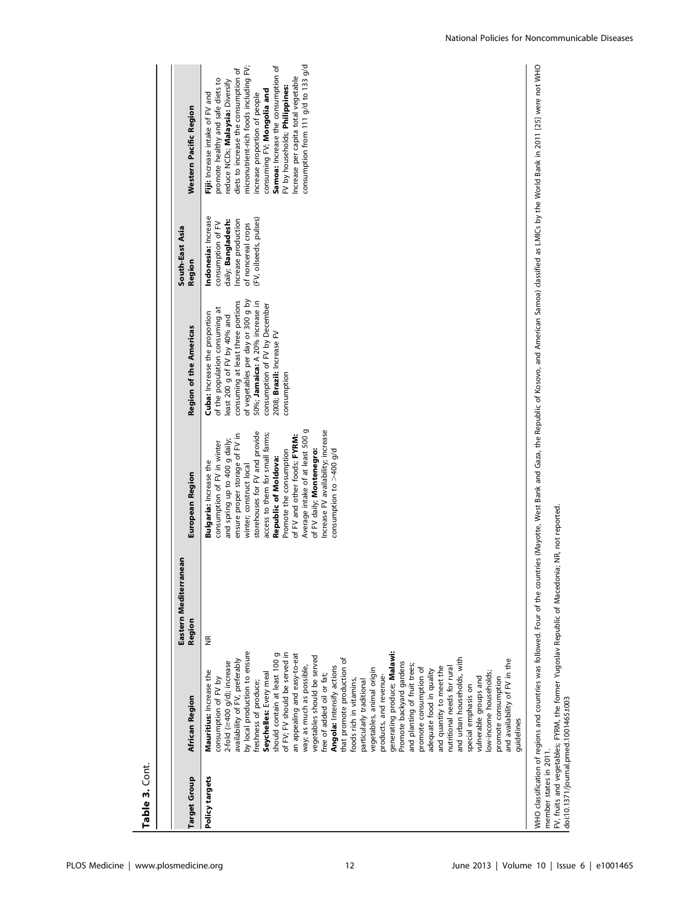**Table 3.** Cont.

| Target Group | African Region | Eastern Mediterranean Region | European Region | Region of the Americas | South-East Asia Region | Western Pacific Region |
|---|---|---|---|---|---|---|
| Policy targets | **Mauritius:** Increase the consumption of FV by 2-fold (≥400 g/d); increase availability of FV, preferably by local production to ensure freshness of produce; **Seychelles:** Every meal should contain at least 100 g of FV; FV should be served in an appealing and easy-to-eat way; as much as possible, vegetables should be served free of added oil or fat; **Angola:** Intensify actions that promote production of foods rich in vitamins, particularly traditional vegetables, animal origin products, and revenue-generating produce; **Malawi:** Promote backyard gardens and planting of fruit trees; promote consumption of adequate food in quality and quantity to meet the nutritional needs for rural and urban households, with special emphasis on vulnerable groups and low-income households; promote consumption and availability of FV in the guidelines | NR | **Bulgaria:** Increase the consumption of FV in winter and spring up to 400 g daily; ensure proper storage of FV in winter; construct local storehouses for FV and provide access to them for small farms; **Republic of Moldova:** Promote the consumption of FV and other foods; **FYRM:** Average intake of at least 500 g of FV daily; **Montenegro:** Increase FV availability; increase consumption to >400 g/d | **Cuba:** Increase the proportion of the population consuming at least 200 g of FV by 40% and consuming at least three portions of vegetables per day or 300 g by 50%; **Jamaica:** A 20% increase in consumption of FV by December 2008; **Brazil:** Increase FV consumption | **Indonesia:** Increase consumption of FV daily; **Bangladesh:** Increase production of noncereal crops (FV, oilseeds, pulses) | **Fiji:** Increase intake of FV and promote healthy and safe diets to reduce NCDs; **Malaysia:** Diversify diets to increase the consumption of micronutrient-rich foods including FV; increase proportion of people consuming FV; **Mongolia and Samoa:** Increase the consumption of FV by households; **Philippines:** Increase per capita total vegetable consumption from 111 g/d to 133 g/d |

WHO classification of regions and countries was followed. Four of the countries (Mayotte, West Bank and Gaza, the Republic of Kosovo, and American Samoa) classified as LMICs by the World Bank in 2011 [25] were not WHO member states in 2011.

FV, fruits and vegetables; FYRM, the former Yugoslav Republic of Macedonia; NR, not reported.

doi:10.1371/journal.pmed.1001465.t003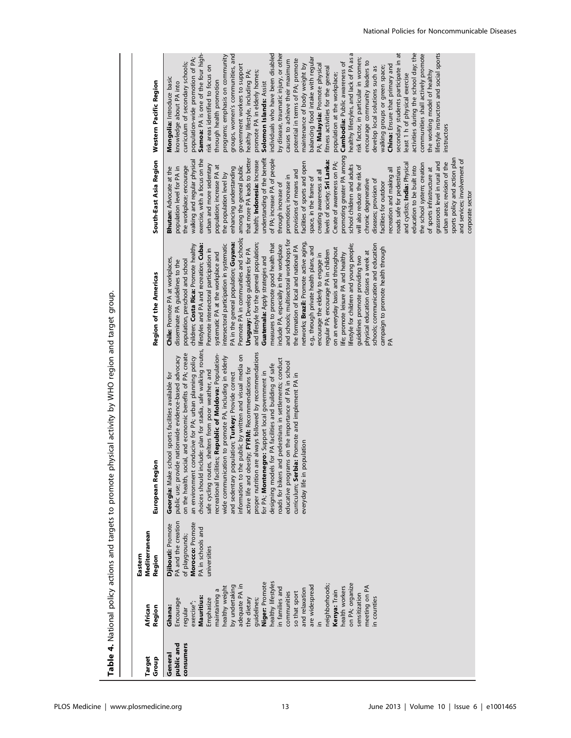**Table 4.** National policy actions and targets to promote physical activity by WHO region and target group.

| Target Group | African Region | Eastern Mediterranean Region | European Region | Region of the Americas | South-East Asia Region | Western Pacific Region |
|---|---|---|---|---|---|---|
| General public and consumers | **Ghana:** Encourage regular exercise[a]; **Mauritius:** Emphasize maintaining a healthy weight by undertaking adequate PA in the dietary guidelines; **Niger:** Promote healthy lifestyles in families and communities so that sport and relaxation are widespread in neighborhoods; **Kenya:** Train health workers on PA; organize sensitization meeting on PA in counties | **Djibouti:** Promote PA and the creation of playgrounds; **Morocco:** Promote PA in schools and universities | **Georgia:** Make school sports facilities available for public use; provide nationwide evidence-based advocacy on the health, social, and economic benefits of PA; create an environment conducive for PA; urban planning policy choices should include: plan for stadia, safe walking routes, safe cycling routes, shelters from poor weather, and recreational facilities; **Republic of Moldova:** Population-wide communication to promote PA, including in elderly and sedentary population; **Turkey:** Provide correct information to the public by written and visual media on active life and obesity; **FYRM:** Recommendations for proper nutrition are always followed by recommendations for PA; **Montenegro:** Support local government in designing models for PA facilities and building of safe roads for bikers and pedestrians in settlements; conduct educative programs on the importance of PA in school curriculum; **Serbia:** Promote and implement PA in everyday life in population | **Chile:** Promote PA at workplaces, disseminate PA guidelines to the population, preschool and school children; **Costa Rica:** Promote healthy lifestyles and PA and recreation; **Cuba:** Promote intersectoral participation in systematic PA at the workplace and intersectoral participation in systematic PA in the general population; **Guyana:** Promote PA in communities and schools; **Uruguay:** Develop guidelines for PA and lifestyle for the general population; **Guatemala:** Apply strategies and measures to promote good health that include PA, especially in the workplace and schools; multisectoral workshops for the formation of local and national PA networks; **Brazil:** Promote active aging, e.g., through private health plans, and encourage the elderly to engage in regular PA; encourage PA in children on an everyday basis and throughout life; promote leisure PA and healthy lifestyle for children and young people; guidelines promote providing two physical education classes a week at schools; communication and education campaign to promote health through PA | **Bhutan:** Advocate at the population level for PA in the workplace; encourage walking and regular physical exercise, with a focus on the urban and more sedentary population; increase PA at the population level by enhancing understanding among the general public that more PA leads to better health; **Indonesia:** Increase understanding of the benefit of PA; increase PA of people through increase of promotion; increase in provisions of means and facilities of sports and open space, in the frame of creating awareness at all levels of society; **Sri Lanka:** Create of awareness on PA; promoting greater PA among school children and adults will also reduce the risk of chronic degenerative diseases; provision of facilities for outdoor recreation and making all roads safe for pedestrians and cyclists; **India:** Physical education to be built into the school system; creation of sports infrastructure at grassroots level in rural and urban areas; revision of the sports policy and action plan and services; involvement of corporate sector | **Mongolia:** Introduce basic knowledge about PA into curriculum of secondary schools; population-wide promotion of PA; **Samoa:** PA is one of the four high-risk areas identified to focus on through health promotion programs; emphasis on community groups, women's communities, and government workers to support healthy lifestyle, including PA; promote PA in elderly homes; **Solomon Islands:** Assist individuals who have been disabled by disease, traumatic injury, or other causes to achieve their maximum potential in terms of PA; promote maintenance of body weight by balancing food intake with regular PA; **Malaysia:** Promote physical fitness activities for the general population at the workplace; **Cambodia:** Public awareness of healthy lifestyles, and lack of PA as a risk factor, in particular in women; encourage community leaders to develop local solutions such as walking groups or green space; **China:** Ensure that primary and secondary students participate in at least 1 h of physical exercise activities during the school day; the communities shall actively promote the working model of healthy lifestyle instructors and social sports instructors |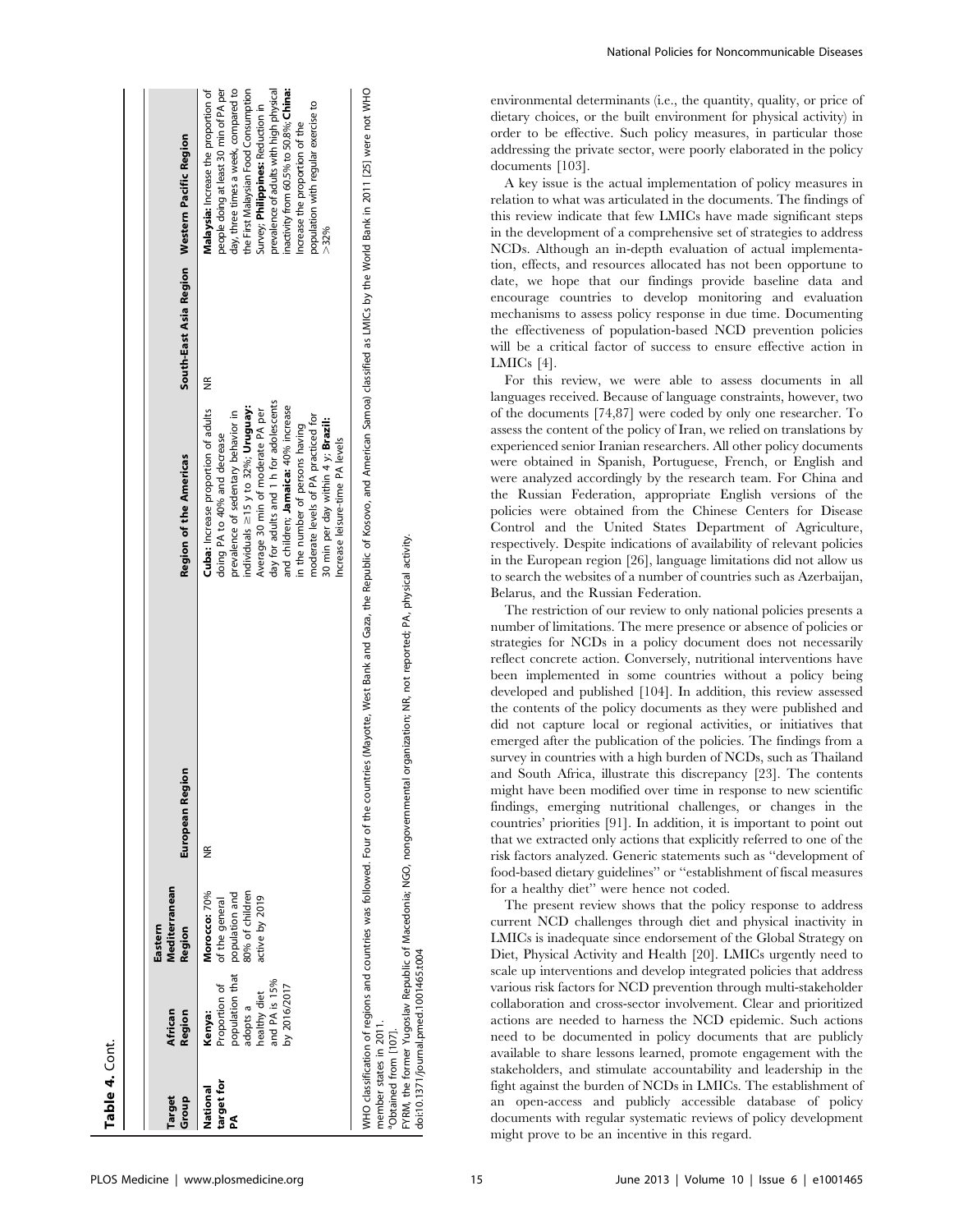**Table 4.** Cont.

| Target Group | African Region | Eastern Mediterranean Region | European Region | Region of the Americas | South-East Asia Region | Western Pacific Region |
|---|---|---|---|---|---|---|
| National target for PA | **Kenya:** Proportion of population that adopts a healthy diet and PA is 15% by 2016/2017 | **Morocco:** 70% of the general population and 80% of children active by 2019 | NR | **Cuba:** Increase proportion of adults doing PA to 40% and decrease prevalence of sedentary behavior in individuals ≥15 y to 32%; **Uruguay:** Average 30 min of moderate PA per day for adults and 1 h for adolescents and children; **Jamaica:** 40% increase in the number of persons having moderate levels of PA practiced for 30 min per day within 4 y; **Brazil:** Increase leisure-time PA levels | NR | **Malaysia:** Increase the proportion of people doing at least 30 min of PA per day, three times a week, compared to the First Malaysian Food Consumption Survey; **Philippines:** Reduction in prevalence of adults with high physical inactivity from 60.5% to 50.8%; **China:** Increase the proportion of the population with regular exercise to >32% |

WHO classification of regions and countries was followed. Four of the countries (Mayotte, West Bank and Gaza, the Republic of Kosovo, and American Samoa) classified as LMICs by the World Bank in 2011 [25] were not WHO member states in 2011.

[a]Obtained from [107].

FYRM, the former Yugoslav Republic of Macedonia; NGO, nongovernmental organization; NR, not reported; PA, physical activity.

doi:10.1371/journal.pmed.1001465.t004

environmental determinants (i.e., the quantity, quality, or price of dietary choices, or the built environment for physical activity) in order to be effective. Such policy measures, in particular those addressing the private sector, were poorly elaborated in the policy documents [103].

A key issue is the actual implementation of policy measures in relation to what was articulated in the documents. The findings of this review indicate that few LMICs have made significant steps in the development of a comprehensive set of strategies to address NCDs. Although an in-depth evaluation of actual implementation, effects, and resources allocated has not been opportune to date, we hope that our findings provide baseline data and encourage countries to develop monitoring and evaluation mechanisms to assess policy response in due time. Documenting the effectiveness of population-based NCD prevention policies will be a critical factor of success to ensure effective action in LMICs [4].

For this review, we were able to assess documents in all languages received. Because of language constraints, however, two of the documents [74,87] were coded by only one researcher. To assess the content of the policy of Iran, we relied on translations by experienced senior Iranian researchers. All other policy documents were obtained in Spanish, Portuguese, French, or English and were analyzed accordingly by the research team. For China and the Russian Federation, appropriate English versions of the policies were obtained from the Chinese Centers for Disease Control and the United States Department of Agriculture, respectively. Despite indications of availability of relevant policies in the European region [26], language limitations did not allow us to search the websites of a number of countries such as Azerbaijan, Belarus, and the Russian Federation.

The restriction of our review to only national policies presents a number of limitations. The mere presence or absence of policies or strategies for NCDs in a policy document does not necessarily reflect concrete action. Conversely, nutritional interventions have been implemented in some countries without a policy being developed and published [104]. In addition, this review assessed the contents of the policy documents as they were published and did not capture local or regional activities, or initiatives that emerged after the publication of the policies. The findings from a survey in countries with a high burden of NCDs, such as Thailand and South Africa, illustrate this discrepancy [23]. The contents might have been modified over time in response to new scientific findings, emerging nutritional challenges, or changes in the countries' priorities [91]. In addition, it is important to point out that we extracted only actions that explicitly referred to one of the risk factors analyzed. Generic statements such as "development of food-based dietary guidelines" or "establishment of fiscal measures for a healthy diet" were hence not coded.

The present review shows that the policy response to address current NCD challenges through diet and physical inactivity in LMICs is inadequate since endorsement of the Global Strategy on Diet, Physical Activity and Health [20]. LMICs urgently need to scale up interventions and develop integrated policies that address various risk factors for NCD prevention through multi-stakeholder collaboration and cross-sector involvement. Clear and prioritized actions are needed to harness the NCD epidemic. Such actions need to be documented in policy documents that are publicly available to share lessons learned, promote engagement with the stakeholders, and stimulate accountability and leadership in the fight against the burden of NCDs in LMICs. The establishment of an open-access and publicly accessible database of policy documents with regular systematic reviews of policy development might prove to be an incentive in this regard.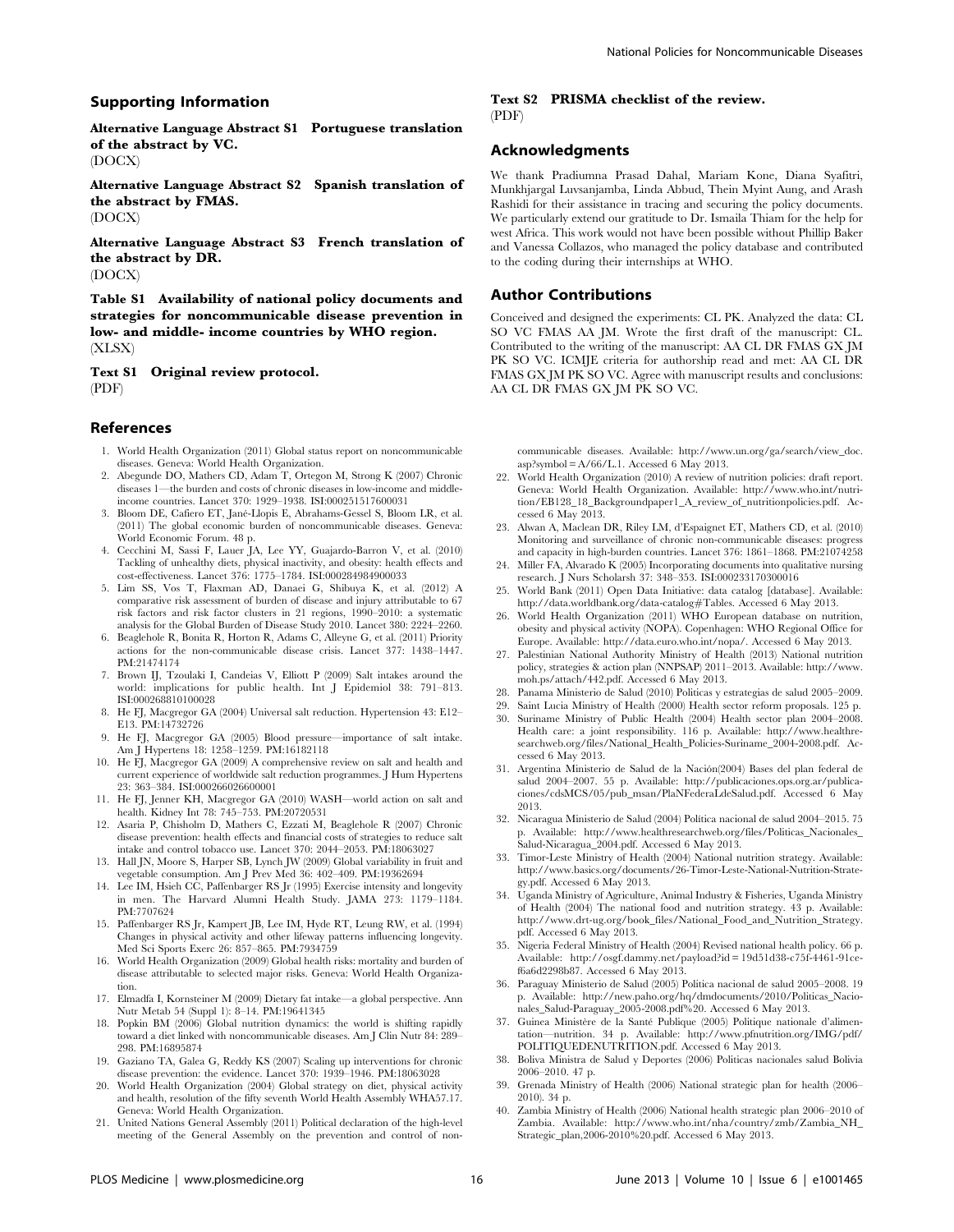## Supporting Information

**Alternative Language Abstract S1 Portuguese translation of the abstract by VC.**
(DOCX)

**Alternative Language Abstract S2 Spanish translation of the abstract by FMAS.**
(DOCX)

**Alternative Language Abstract S3 French translation of the abstract by DR.**
(DOCX)

**Table S1 Availability of national policy documents and strategies for noncommunicable disease prevention in low- and middle- income countries by WHO region.**
(XLSX)

**Text S1 Original review protocol.**
(PDF)

**Text S2 PRISMA checklist of the review.**
(PDF)

## Acknowledgments

We thank Pradiumna Prasad Dahal, Mariam Kone, Diana Syafitri, Munkhjargal Luvsanjamba, Linda Abbud, Thein Myint Aung, and Arash Rashidi for their assistance in tracing and securing the policy documents. We particularly extend our gratitude to Dr. Ismaila Thiam for the help for west Africa. This work would not have been possible without Phillip Baker and Vanessa Collazos, who managed the policy database and contributed to the coding during their internships at WHO.

## Author Contributions

Conceived and designed the experiments: CL PK. Analyzed the data: CL SO VC FMAS AA JM. Wrote the first draft of the manuscript: CL. Contributed to the writing of the manuscript: AA CL DR FMAS GX JM PK SO VC. ICMJE criteria for authorship read and met: AA CL DR FMAS GX JM PK SO VC. Agree with manuscript results and conclusions: AA CL DR FMAS GX JM PK SO VC.

## References

1. World Health Organization (2011) Global status report on noncommunicable diseases. Geneva: World Health Organization.
2. Abegunde DO, Mathers CD, Adam T, Ortegon M, Strong K (2007) Chronic diseases 1—the burden and costs of chronic diseases in low-income and middle-income countries. Lancet 370: 1929–1938. ISI:000251517600031
3. Bloom DE, Cafiero ET, Jané-Llopis E, Abrahams-Gessel S, Bloom LR, et al. (2011) The global economic burden of noncommunicable diseases. Geneva: World Economic Forum. 48 p.
4. Cecchini M, Sassi F, Lauer JA, Lee YY, Guajardo-Barron V, et al. (2010) Tackling of unhealthy diets, physical inactivity, and obesity: health effects and cost-effectiveness. Lancet 376: 1775–1784. ISI:000284984900033
5. Lim SS, Vos T, Flaxman AD, Danaei G, Shibuya K, et al. (2012) A comparative risk assessment of burden of disease and injury attributable to 67 risk factors and risk factor clusters in 21 regions, 1990–2010: a systematic analysis for the Global Burden of Disease Study 2010. Lancet 380: 2224–2260.
6. Beaglehole R, Bonita R, Horton R, Adams C, Alleyne G, et al. (2011) Priority actions for the non-communicable disease crisis. Lancet 377: 1438–1447. PM:21474174
7. Brown IJ, Tzoulaki I, Candeias V, Elliott P (2009) Salt intakes around the world: implications for public health. Int J Epidemiol 38: 791–813. ISI:000268810100028
8. He FJ, Macgregor GA (2004) Universal salt reduction. Hypertension 43: E12–E13. PM:14732726
9. He FJ, Macgregor GA (2005) Blood pressure—importance of salt intake. Am J Hypertens 18: 1258–1259. PM:16182118
10. He FJ, Macgregor GA (2009) A comprehensive review on salt and health and current experience of worldwide salt reduction programmes. J Hum Hypertens 23: 363–384. ISI:000266026600001
11. He FJ, Jenner KH, Macgregor GA (2010) WASH—world action on salt and health. Kidney Int 78: 745–753. PM:20720531
12. Asaria P, Chisholm D, Mathers C, Ezzati M, Beaglehole R (2007) Chronic disease prevention: health effects and financial costs of strategies to reduce salt intake and control tobacco use. Lancet 370: 2044–2053. PM:18063027
13. Hall JN, Moore S, Harper SB, Lynch JW (2009) Global variability in fruit and vegetable consumption. Am J Prev Med 36: 402–409. PM:19362694
14. Lee IM, Hsieh CC, Paffenbarger RS Jr (1995) Exercise intensity and longevity in men. The Harvard Alumni Health Study. JAMA 273: 1179–1184. PM:7707624
15. Paffenbarger RS Jr, Kampert JB, Lee IM, Hyde RT, Leung RW, et al. (1994) Changes in physical activity and other lifeway patterns influencing longevity. Med Sci Sports Exerc 26: 857–865. PM:7934759
16. World Health Organization (2009) Global health risks: mortality and burden of disease attributable to selected major risks. Geneva: World Health Organization.
17. Elmadfa I, Kornsteiner M (2009) Dietary fat intake—a global perspective. Ann Nutr Metab 54 (Suppl 1): 8–14. PM:19641345
18. Popkin BM (2006) Global nutrition dynamics: the world is shifting rapidly toward a diet linked with noncommunicable diseases. Am J Clin Nutr 84: 289–298. PM:16895874
19. Gaziano TA, Galea G, Reddy KS (2007) Scaling up interventions for chronic disease prevention: the evidence. Lancet 370: 1939–1946. PM:18063028
20. World Health Organization (2004) Global strategy on diet, physical activity and health, resolution of the fifty seventh World Health Assembly WHA57.17. Geneva: World Health Organization.
21. United Nations General Assembly (2011) Political declaration of the high-level meeting of the General Assembly on the prevention and control of non-communicable diseases. Available: http://www.un.org/ga/search/view_doc.asp?symbol=A/66/L.1. Accessed 6 May 2013.
22. World Health Organization (2010) A review of nutrition policies: draft report. Geneva: World Health Organization. Available: http://www.who.int/nutrition/EB128_18_Backgroundpaper1_A_review_of_nutritionpolicies.pdf. Accessed 6 May 2013.
23. Alwan A, Maclean DR, Riley LM, d'Espaignet ET, Mathers CD, et al. (2010) Monitoring and surveillance of chronic non-communicable diseases: progress and capacity in high-burden countries. Lancet 376: 1861–1868. PM:21074258
24. Miller FA, Alvarado K (2005) Incorporating documents into qualitative nursing research. J Nurs Scholarsh 37: 348–353. ISI:000233170300016
25. World Bank (2011) Open Data Initiative: data catalog [database]. Available: http://data.worldbank.org/data-catalog#Tables. Accessed 6 May 2013.
26. World Health Organization (2011) WHO European database on nutrition, obesity and physical activity (NOPA). Copenhagen: WHO Regional Office for Europe. Available: http://data.euro.who.int/nopa/. Accessed 6 May 2013.
27. Palestinian National Authority Ministry of Health (2013) National nutrition policy, strategies & action plan (NNPSAP) 2011–2013. Available: http://www.moh.ps/attach/442.pdf. Accessed 6 May 2013.
28. Panama Ministerio de Salud (2010) Políticas y estrategias de salud 2005–2009.
29. Saint Lucia Ministry of Health (2000) Health sector reform proposals. 125 p.
30. Suriname Ministry of Public Health (2004) Health sector plan 2004–2008. Health care: a joint responsibility. 116 p. Available: http://www.healthresearchweb.org/files/National_Health_Policies-Suriname_2004-2008.pdf. Accessed 6 May 2013.
31. Argentina Ministerio de Salud de la Nación(2004) Bases del plan federal de salud 2004–2007. 55 p. Available: http://publicaciones.ops.org.ar/publicaciones/cdsMCS/05/pub_msan/PlaNFederaLdeSalud.pdf. Accessed 6 May 2013.
32. Nicaragua Ministerio de Salud (2004) Política nacional de salud 2004–2015. 75 p. Available: http://www.healthresearchweb.org/files/Politicas_Nacionales_Salud-Nicaragua_2004.pdf. Accessed 6 May 2013.
33. Timor-Leste Ministry of Health (2004) National nutrition strategy. Available: http://www.basics.org/documents/26-Timor-Leste-National-Nutrition-Strategy.pdf. Accessed 6 May 2013.
34. Uganda Ministry of Agriculture, Animal Industry & Fisheries, Uganda Ministry of Health (2004) The national food and nutrition strategy. 43 p. Available: http://www.drt-ug.org/book_files/National_Food_and_Nutrition_Strategy.pdf. Accessed 6 May 2013.
35. Nigeria Federal Ministry of Health (2004) Revised national health policy. 66 p. Available: http://osgf.dammy.net/payload?id=19d51d38-c75f-4461-91ce-f6a6d2298b87. Accessed 6 May 2013.
36. Paraguay Ministerio de Salud (2005) Política nacional de salud 2005–2008. 19 p. Available: http://new.paho.org/hq/dmdocuments/2010/Politicas_Nacionales_Salud-Paraguay_2005-2008.pdf%20. Accessed 6 May 2013.
37. Guinea Ministère de la Santé Publique (2005) Politique nationale d'alimentation—nutrition. 34 p. Available: http://www.pfnutrition.org/IMG/pdf/POLITIQUEDENUTRITION.pdf. Accessed 6 May 2013.
38. Boliva Ministra de Salud y Deportes (2006) Políticas nacionales salud Bolivia 2006–2010. 47 p.
39. Grenada Ministry of Health (2006) National strategic plan for health (2006–2010). 34 p.
40. Zambia Ministry of Health (2006) National health strategic plan 2006–2010 of Zambia. Available: http://www.who.int/nha/country/zmb/Zambia_NH_Strategic_plan,2006-2010%20.pdf. Accessed 6 May 2013.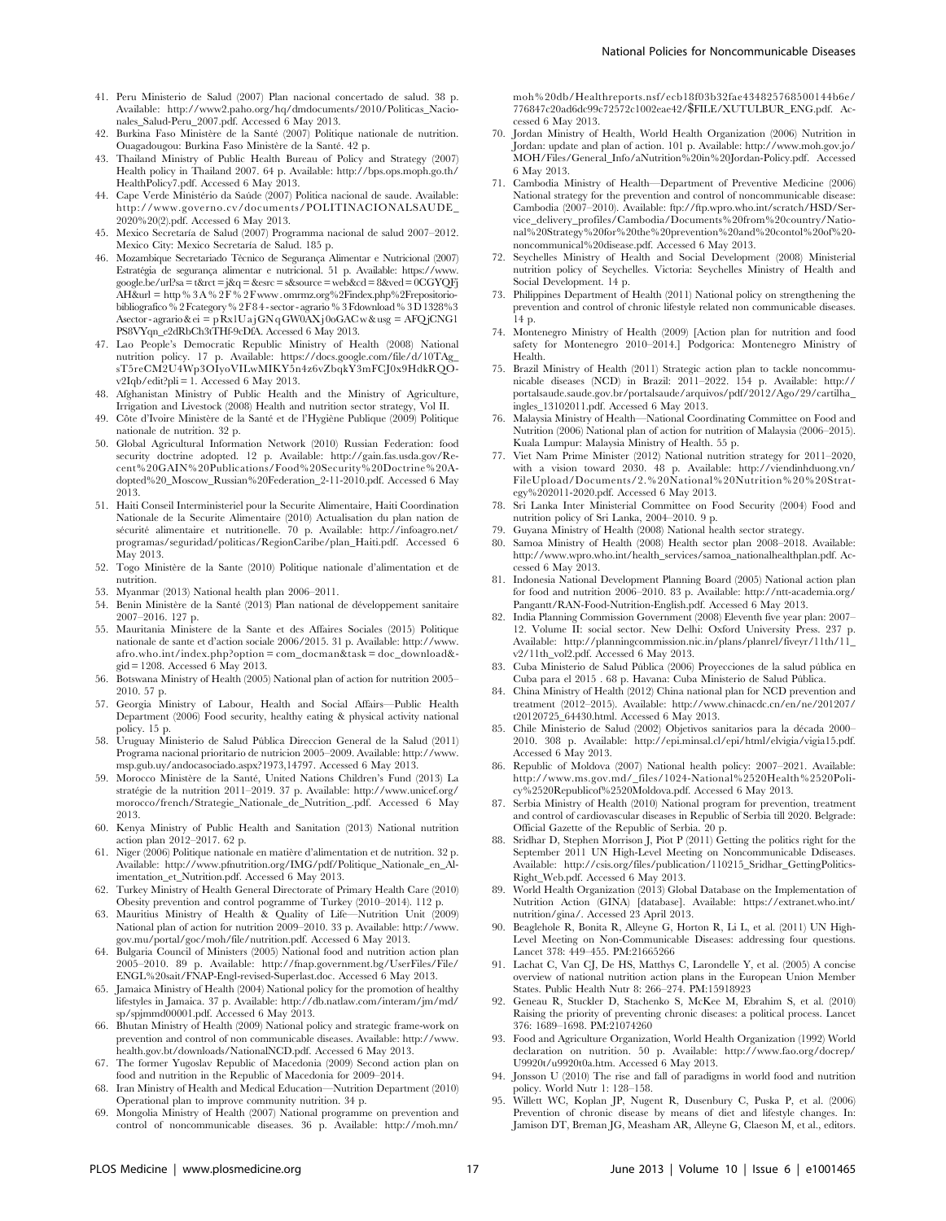41. Peru Ministerio de Salud (2007) Plan nacional concertado de salud. 38 p. Available: http://www2.paho.org/hq/dmdocuments/2010/Politicas_Nacionales_Salud-Peru_2007.pdf. Accessed 6 May 2013.
42. Burkina Faso Ministère de la Santé (2007) Politique nationale de nutrition. Ouagadougou: Burkina Faso Ministère de la Santé. 42 p.
43. Thailand Ministry of Public Health Bureau of Policy and Strategy (2007) Health policy in Thailand 2007. 64 p. Available: http://bps.ops.moph.go.th/HealthPolicy7.pdf. Accessed 6 May 2013.
44. Cape Verde Ministério da Saúde (2007) Politica nacional de saude. Available: http://www.governo.cv/documents/POLITINACIONALSAUDE_2020%20(2).pdf. Accessed 6 May 2013.
45. Mexico Secretaría de Salud (2007) Programma nacional de salud 2007–2012. Mexico City: Mexico Secretaría de Salud. 185 p.
46. Mozambique Secretariado Técnico de Segurança Alimentar e Nutricional (2007) Estratégia de segurança alimentar e nutricional. 51 p. Available: https://www.google.be/url?sa=t&rct=j&q=&esrc=s&source=web&cd=8&ved=0CGYQFjAH&url=http%3A%2F%2Fwww.omrmz.org%2Findex.php%2Frepositorio-bibliografico%2Fcategory%2F84-sector-agrario%3Fdownload%3D1328%3Asector-agrario&ei=pRx1UajGNqGW0AXj0oGACw&usg=AFQjCNG1PS8VYqn_e2dRbCh3tTHf-9cDfA. Accessed 6 May 2013.
47. Lao People's Democratic Republic Ministry of Health (2008) National nutrition policy. 17 p. Available: https://docs.google.com/file/d/10TAg_sT5reCM2U4Wp3OIyoVILwMIKY5n4z6vZbqkY3mFCJ0x9HdkRQO-v2Iqb/edit?pli=1. Accessed 6 May 2013.
48. Afghanistan Ministry of Public Health and the Ministry of Agriculture, Irrigation and Livestock (2008) Health and nutrition sector strategy, Vol II.
49. Côte d'Ivoire Ministère de la Santé et de l'Hygiène Publique (2009) Politique nationale de nutrition. 32 p.
50. Global Agricultural Information Network (2010) Russian Federation: food security doctrine adopted. 12 p. Available: http://gain.fas.usda.gov/Recent%20GAIN%20Publications/Food%20Security%20Doctrine%20Adopted%20_Moscow_Russian%20Federation_2-11-2010.pdf. Accessed 6 May 2013.
51. Haiti Conseil Interministeriel pour la Securite Alimentaire, Haiti Coordination Nationale de la Securite Alimentaire (2010) Actualisation du plan nation de sécurité alimentaire et nutritionelle. 70 p. Available: http://infoagro.net/programas/seguridad/politicas/RegionCaribe/plan_Haiti.pdf. Accessed 6 May 2013.
52. Togo Ministère de la Sante (2010) Politique nationale d'alimentation et de nutrition.
53. Myanmar (2013) National health plan 2006–2011.
54. Benin Ministère de la Santé (2013) Plan national de développement sanitaire 2007–2016. 127 p.
55. Mauritania Ministere de la Sante et des Affaires Sociales (2015) Politique nationale de sante et d'action sociale 2006/2015. 31 p. Available: http://www.afro.who.int/index.php?option=com_docman&task=doc_download&gid=1208. Accessed 6 May 2013.
56. Botswana Ministry of Health (2005) National plan of action for nutrition 2005–2010. 57 p.
57. Georgia Ministry of Labour, Health and Social Affairs—Public Health Department (2006) Food security, healthy eating & physical activity national policy. 15 p.
58. Uruguay Ministerio de Salud Pública Direccion General de la Salud (2011) Programa nacional prioritario de nutricion 2005–2009. Available: http://www.msp.gub.uy/andocasociado.aspx?1973,14797. Accessed 6 May 2013.
59. Morocco Ministère de la Santé, United Nations Children's Fund (2013) La stratégie de la nutrition 2011–2019. 37 p. Available: http://www.unicef.org/morocco/french/Strategie_Nationale_de_Nutrition_.pdf. Accessed 6 May 2013.
60. Kenya Ministry of Public Health and Sanitation (2013) National nutrition action plan 2012–2017. 62 p.
61. Niger (2006) Politique nationale en matière d'alimentation et de nutrition. 32 p. Available: http://www.pfnutrition.org/IMG/pdf/Politique_Nationale_en_Alimentation_et_Nutrition.pdf. Accessed 6 May 2013.
62. Turkey Ministry of Health General Directorate of Primary Health Care (2010) Obesity prevention and control pogramme of Turkey (2010–2014). 112 p.
63. Mauritius Ministry of Health & Quality of Life—Nutrition Unit (2009) National plan of action for nutrition 2009–2010. 33 p. Available: http://www.gov.mu/portal/goc/moh/file/nutrition.pdf. Accessed 6 May 2013.
64. Bulgaria Council of Ministers (2005) National food and nutrition action plan 2005–2010. 89 p. Available: http://fnap.government.bg/UserFiles/File/ENGL%20sait/FNAP-Engl-revised-Superlast.doc. Accessed 6 May 2013.
65. Jamaica Ministry of Health (2004) National policy for the promotion of healthy lifestyles in Jamaica. 37 p. Available: http://db.natlaw.com/interam/jm/md/sp/spjmmd00001.pdf. Accessed 6 May 2013.
66. Bhutan Ministry of Health (2009) National policy and strategic frame-work on prevention and control of non communicable diseases. Available: http://www.health.gov.bt/downloads/NationalNCD.pdf. Accessed 6 May 2013.
67. The former Yugoslav Republic of Macedonia (2009) Second action plan on food and nutrition in the Republic of Macedonia for 2009–2014.
68. Iran Ministry of Health and Medical Education—Nutrition Department (2010) Operational plan to improve community nutrition. 34 p.
69. Mongolia Ministry of Health (2007) National programme on prevention and control of noncommunicable diseases. 36 p. Available: http://moh.mn/moh%20db/Healthreports.nsf/ecb18f03b32fae434825768500144b6e/776847c20ad6dc99c72572c1002eae42/$FILE/XUTULBUR_ENG.pdf. Accessed 6 May 2013.
70. Jordan Ministry of Health, World Health Organization (2006) Nutrition in Jordan: update and plan of action. 101 p. Available: http://www.moh.gov.jo/MOH/Files/General_Info/aNutrition%20in%20Jordan-Policy.pdf. Accessed 6 May 2013.
71. Cambodia Ministry of Health—Department of Preventive Medicine (2006) National strategy for the prevention and control of noncommunicable disease: Cambodia (2007–2010). Available: ftp://ftp.wpro.who.int/scratch/HSD/Service_delivery_profiles/Cambodia/Documents%20from%20country/National%20Strategy%20for%20the%20prevention%20and%20contol%20of%20noncommunical%20disease.pdf. Accessed 6 May 2013.
72. Seychelles Ministry of Health and Social Development (2008) Ministerial nutrition policy of Seychelles. Victoria: Seychelles Ministry of Health and Social Development. 14 p.
73. Philippines Department of Health (2011) National policy on strengthening the prevention and control of chronic lifestyle related non communicable diseases. 14 p.
74. Montenegro Ministry of Health (2009) [Action plan for nutrition and food safety for Montenegro 2010–2014.] Podgorica: Montenegro Ministry of Health.
75. Brazil Ministry of Health (2011) Strategic action plan to tackle noncommunicable diseases (NCD) in Brazil: 2011–2022. 154 p. Available: http://portalsaude.saude.gov.br/portalsaude/arquivos/pdf/2012/Ago/29/cartilha_ingles_13102011.pdf. Accessed 6 May 2013.
76. Malaysia Ministry of Health—National Coordinating Committee on Food and Nutrition (2006) National plan of action for nutrition of Malaysia (2006–2015). Kuala Lumpur: Malaysia Ministry of Health. 55 p.
77. Viet Nam Prime Minister (2012) National nutrition strategy for 2011–2020, with a vision toward 2030. 48 p. Available: http://viendinhduong.vn/FileUpload/Documents/2.%20National%20Nutrition%20%20Strategy%202011-2020.pdf. Accessed 6 May 2013.
78. Sri Lanka Inter Ministerial Committee on Food Security (2004) Food and nutrition policy of Sri Lanka, 2004–2010. 9 p.
79. Guyana Ministry of Health (2008) National health sector strategy.
80. Samoa Ministry of Health (2008) Health sector plan 2008–2018. Available: http://www.wpro.who.int/health_services/samoa_nationalhealthplan.pdf. Accessed 6 May 2013.
81. Indonesia National Development Planning Board (2005) National action plan for food and nutrition 2006–2010. 83 p. Available: http://ntt-academia.org/Pangantt/RAN-Food-Nutrition-English.pdf. Accessed 6 May 2013.
82. India Planning Commission Government (2008) Eleventh five year plan: 2007–12. Volume II: social sector. New Delhi: Oxford University Press. 237 p. Available: http://planningcommission.nic.in/plans/planrel/fiveyr/11th/11_v2/11th_vol2.pdf. Accessed 6 May 2013.
83. Cuba Ministerio de Salud Pública (2006) Proyecciones de la salud pública en Cuba para el 2015 . 68 p. Havana: Cuba Ministerio de Salud Pública.
84. China Ministry of Health (2012) China national plan for NCD prevention and treatment (2012–2015). Available: http://www.chinacdc.cn/en/ne/201207/t20120725_64430.html. Accessed 6 May 2013.
85. Chile Ministerio de Salud (2002) Objetivos sanitarios para la década 2000–2010. 308 p. Available: http://epi.minsal.cl/epi/html/elvigia/vigia15.pdf. Accessed 6 May 2013.
86. Republic of Moldova (2007) National health policy: 2007–2021. Available: http://www.ms.gov.md/_files/1024-National%2520Health%2520Policy%2520Republicof%2520Moldova.pdf. Accessed 6 May 2013.
87. Serbia Ministry of Health (2010) National program for prevention, treatment and control of cardiovascular diseases in Republic of Serbia till 2020. Belgrade: Official Gazette of the Republic of Serbia. 20 p.
88. Sridhar D, Stephen Morrison J, Piot P (2011) Getting the politics right for the September 2011 UN High-Level Meeting on Noncommunicable Ddiseases. Available: http://csis.org/files/publication/110215_Sridhar_GettingPolitics-Right_Web.pdf. Accessed 6 May 2013.
89. World Health Organization (2013) Global Database on the Implementation of Nutrition Action (GINA) [database]. Available: https://extranet.who.int/nutrition/gina/. Accessed 23 April 2013.
90. Beaglehole R, Bonita R, Alleyne G, Horton R, Li L, et al. (2011) UN High-Level Meeting on Non-Communicable Diseases: addressing four questions. Lancet 378: 449–455. PM:21665266
91. Lachat C, Van CJ, De HS, Matthys C, Larondelle Y, et al. (2005) A concise overview of national nutrition action plans in the European Union Member States. Public Health Nutr 8: 266–274. PM:15918923
92. Geneau R, Stuckler D, Stachenko S, McKee M, Ebrahim S, et al. (2010) Raising the priority of preventing chronic diseases: a political process. Lancet 376: 1689–1698. PM:21074260
93. Food and Agriculture Organization, World Health Organization (1992) World declaration on nutrition. 50 p. Available: http://www.fao.org/docrep/U9920t/u9920t0a.htm. Accessed 6 May 2013.
94. Jonsson U (2010) The rise and fall of paradigms in world food and nutrition policy. World Nutr 1: 128–158.
95. Willett WC, Koplan JP, Nugent R, Dusenbury C, Puska P, et al. (2006) Prevention of chronic disease by means of diet and lifestyle changes. In: Jamison DT, Breman JG, Measham AR, Alleyne G, Claeson M, et al., editors.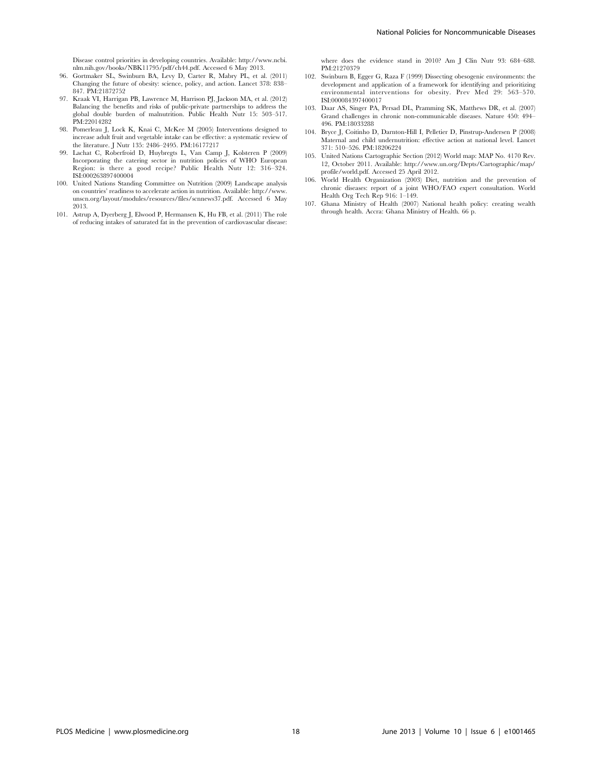Disease control priorities in developing countries. Available: http://www.ncbi.nlm.nih.gov/books/NBK11795/pdf/ch44.pdf. Accessed 6 May 2013.

96. Gortmaker SL, Swinburn BA, Levy D, Carter R, Mabry PL, et al. (2011) Changing the future of obesity: science, policy, and action. Lancet 378: 838–847. PM:21872752
97. Kraak VI, Harrigan PB, Lawrence M, Harrison PJ, Jackson MA, et al. (2012) Balancing the benefits and risks of public-private partnerships to address the global double burden of malnutrition. Public Health Nutr 15: 503–517. PM:22014282
98. Pomerleau J, Lock K, Knai C, McKee M (2005) Interventions designed to increase adult fruit and vegetable intake can be effective: a systematic review of the literature. J Nutr 135: 2486–2495. PM:16177217
99. Lachat C, Roberfroid D, Huybregts L, Van Camp J, Kolsteren P (2009) Incorporating the catering sector in nutrition policies of WHO European Region: is there a good recipe? Public Health Nutr 12: 316–324. ISI:000263897400004
100. United Nations Standing Committee on Nutrition (2009) Landscape analysis on countries' readiness to accelerate action in nutrition. Available: http://www.unscn.org/layout/modules/resources/files/scnnews37.pdf. Accessed 6 May 2013.
101. Astrup A, Dyerberg J, Elwood P, Hermansen K, Hu FB, et al. (2011) The role of reducing intakes of saturated fat in the prevention of cardiovascular disease: where does the evidence stand in 2010? Am J Clin Nutr 93: 684–688. PM:21270379
102. Swinburn B, Egger G, Raza F (1999) Dissecting obesogenic environments: the development and application of a framework for identifying and prioritizing environmental interventions for obesity. Prev Med 29: 563–570. ISI:000084397400017
103. Daar AS, Singer PA, Persad DL, Pramming SK, Matthews DR, et al. (2007) Grand challenges in chronic non-communicable diseases. Nature 450: 494–496. PM:18033288
104. Bryce J, Coitinho D, Darnton-Hill I, Pelletier D, Pinstrup-Andersen P (2008) Maternal and child undernutrition: effective action at national level. Lancet 371: 510–526. PM:18206224
105. United Nations Cartographic Section (2012) World map: MAP No. 4170 Rev. 12, October 2011. Available: http://www.un.org/Depts/Cartographic/map/profile/world.pdf. Accessed 25 April 2012.
106. World Health Organization (2003) Diet, nutrition and the prevention of chronic diseases: report of a joint WHO/FAO expert consultation. World Health Org Tech Rep 916: 1–149.
107. Ghana Ministry of Health (2007) National health policy: creating wealth through health. Accra: Ghana Ministry of Health. 66 p.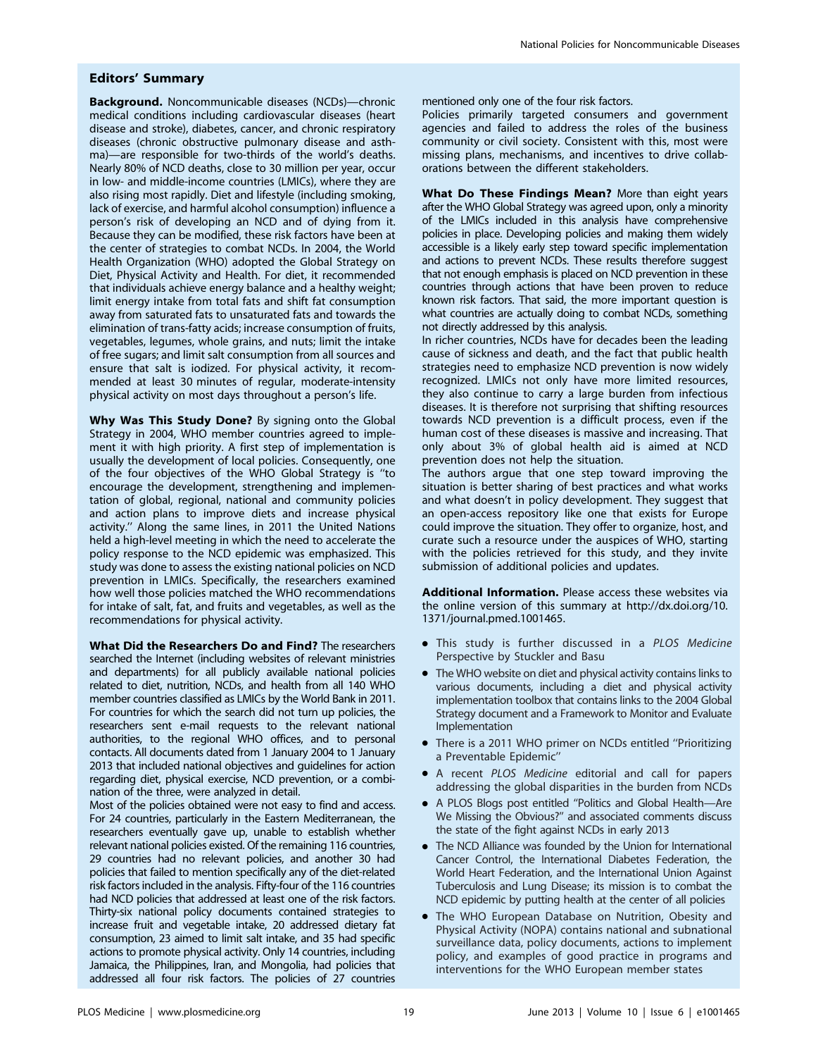## Editors' Summary

**Background.** Noncommunicable diseases (NCDs)—chronic medical conditions including cardiovascular diseases (heart disease and stroke), diabetes, cancer, and chronic respiratory diseases (chronic obstructive pulmonary disease and asthma)—are responsible for two-thirds of the world's deaths. Nearly 80% of NCD deaths, close to 30 million per year, occur in low- and middle-income countries (LMICs), where they are also rising most rapidly. Diet and lifestyle (including smoking, lack of exercise, and harmful alcohol consumption) influence a person's risk of developing an NCD and of dying from it. Because they can be modified, these risk factors have been at the center of strategies to combat NCDs. In 2004, the World Health Organization (WHO) adopted the Global Strategy on Diet, Physical Activity and Health. For diet, it recommended that individuals achieve energy balance and a healthy weight; limit energy intake from total fats and shift fat consumption away from saturated fats to unsaturated fats and towards the elimination of trans-fatty acids; increase consumption of fruits, vegetables, legumes, whole grains, and nuts; limit the intake of free sugars; and limit salt consumption from all sources and ensure that salt is iodized. For physical activity, it recommended at least 30 minutes of regular, moderate-intensity physical activity on most days throughout a person's life.

**Why Was This Study Done?** By signing onto the Global Strategy in 2004, WHO member countries agreed to implement it with high priority. A first step of implementation is usually the development of local policies. Consequently, one of the four objectives of the WHO Global Strategy is "to encourage the development, strengthening and implementation of global, regional, national and community policies and action plans to improve diets and increase physical activity." Along the same lines, in 2011 the United Nations held a high-level meeting in which the need to accelerate the policy response to the NCD epidemic was emphasized. This study was done to assess the existing national policies on NCD prevention in LMICs. Specifically, the researchers examined how well those policies matched the WHO recommendations for intake of salt, fat, and fruits and vegetables, as well as the recommendations for physical activity.

**What Did the Researchers Do and Find?** The researchers searched the Internet (including websites of relevant ministries and departments) for all publicly available national policies related to diet, nutrition, NCDs, and health from all 140 WHO member countries classified as LMICs by the World Bank in 2011. For countries for which the search did not turn up policies, the researchers sent e-mail requests to the relevant national authorities, to the regional WHO offices, and to personal contacts. All documents dated from 1 January 2004 to 1 January 2013 that included national objectives and guidelines for action regarding diet, physical exercise, NCD prevention, or a combination of the three, were analyzed in detail.

Most of the policies obtained were not easy to find and access. For 24 countries, particularly in the Eastern Mediterranean, the researchers eventually gave up, unable to establish whether relevant national policies existed. Of the remaining 116 countries, 29 countries had no relevant policies, and another 30 had policies that failed to mention specifically any of the diet-related risk factors included in the analysis. Fifty-four of the 116 countries had NCD policies that addressed at least one of the risk factors. Thirty-six national policy documents contained strategies to increase fruit and vegetable intake, 20 addressed dietary fat consumption, 23 aimed to limit salt intake, and 35 had specific actions to promote physical activity. Only 14 countries, including Jamaica, the Philippines, Iran, and Mongolia, had policies that addressed all four risk factors. The policies of 27 countries mentioned only one of the four risk factors.

Policies primarily targeted consumers and government agencies and failed to address the roles of the business community or civil society. Consistent with this, most were missing plans, mechanisms, and incentives to drive collaborations between the different stakeholders.

**What Do These Findings Mean?** More than eight years after the WHO Global Strategy was agreed upon, only a minority of the LMICs included in this analysis have comprehensive policies in place. Developing policies and making them widely accessible is a likely early step toward specific implementation and actions to prevent NCDs. These results therefore suggest that not enough emphasis is placed on NCD prevention in these countries through actions that have been proven to reduce known risk factors. That said, the more important question is what countries are actually doing to combat NCDs, something not directly addressed by this analysis.

In richer countries, NCDs have for decades been the leading cause of sickness and death, and the fact that public health strategies need to emphasize NCD prevention is now widely recognized. LMICs not only have more limited resources, they also continue to carry a large burden from infectious diseases. It is therefore not surprising that shifting resources towards NCD prevention is a difficult process, even if the human cost of these diseases is massive and increasing. That only about 3% of global health aid is aimed at NCD prevention does not help the situation.

The authors argue that one step toward improving the situation is better sharing of best practices and what works and what doesn't in policy development. They suggest that an open-access repository like one that exists for Europe could improve the situation. They offer to organize, host, and curate such a resource under the auspices of WHO, starting with the policies retrieved for this study, and they invite submission of additional policies and updates.

**Additional Information.** Please access these websites via the online version of this summary at http://dx.doi.org/10.1371/journal.pmed.1001465.

- This study is further discussed in a *PLOS Medicine* Perspective by Stuckler and Basu
- The WHO website on diet and physical activity contains links to various documents, including a diet and physical activity implementation toolbox that contains links to the 2004 Global Strategy document and a Framework to Monitor and Evaluate Implementation
- There is a 2011 WHO primer on NCDs entitled "Prioritizing a Preventable Epidemic"
- A recent *PLOS Medicine* editorial and call for papers addressing the global disparities in the burden from NCDs
- A PLOS Blogs post entitled "Politics and Global Health—Are We Missing the Obvious?" and associated comments discuss the state of the fight against NCDs in early 2013
- The NCD Alliance was founded by the Union for International Cancer Control, the International Diabetes Federation, the World Heart Federation, and the International Union Against Tuberculosis and Lung Disease; its mission is to combat the NCD epidemic by putting health at the center of all policies
- The WHO European Database on Nutrition, Obesity and Physical Activity (NOPA) contains national and subnational surveillance data, policy documents, actions to implement policy, and examples of good practice in programs and interventions for the WHO European member states